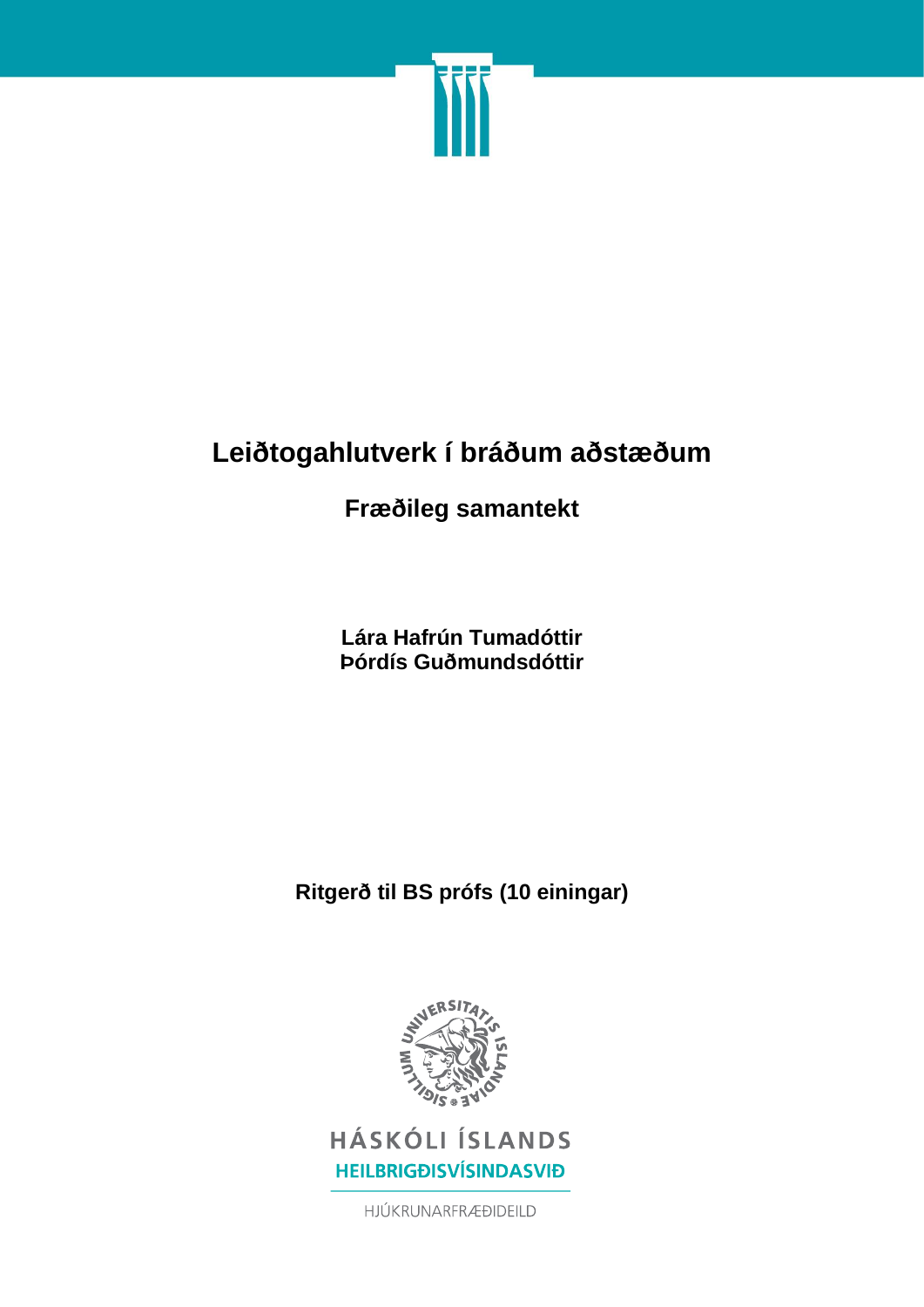# Leiðtogahlutverk í bráðum aðstæðum

## Fræðileg samantekt

**Lára Hafrún Tumadóttir**
**Þórdís Guðmundsdóttir**

**Ritgerð til BS prófs (10 einingar)**

HÁSKÓLI ÍSLANDS
HEILBRIGÐISVÍSINDASVIÐ

HJÚKRUNARFRÆÐIDEILD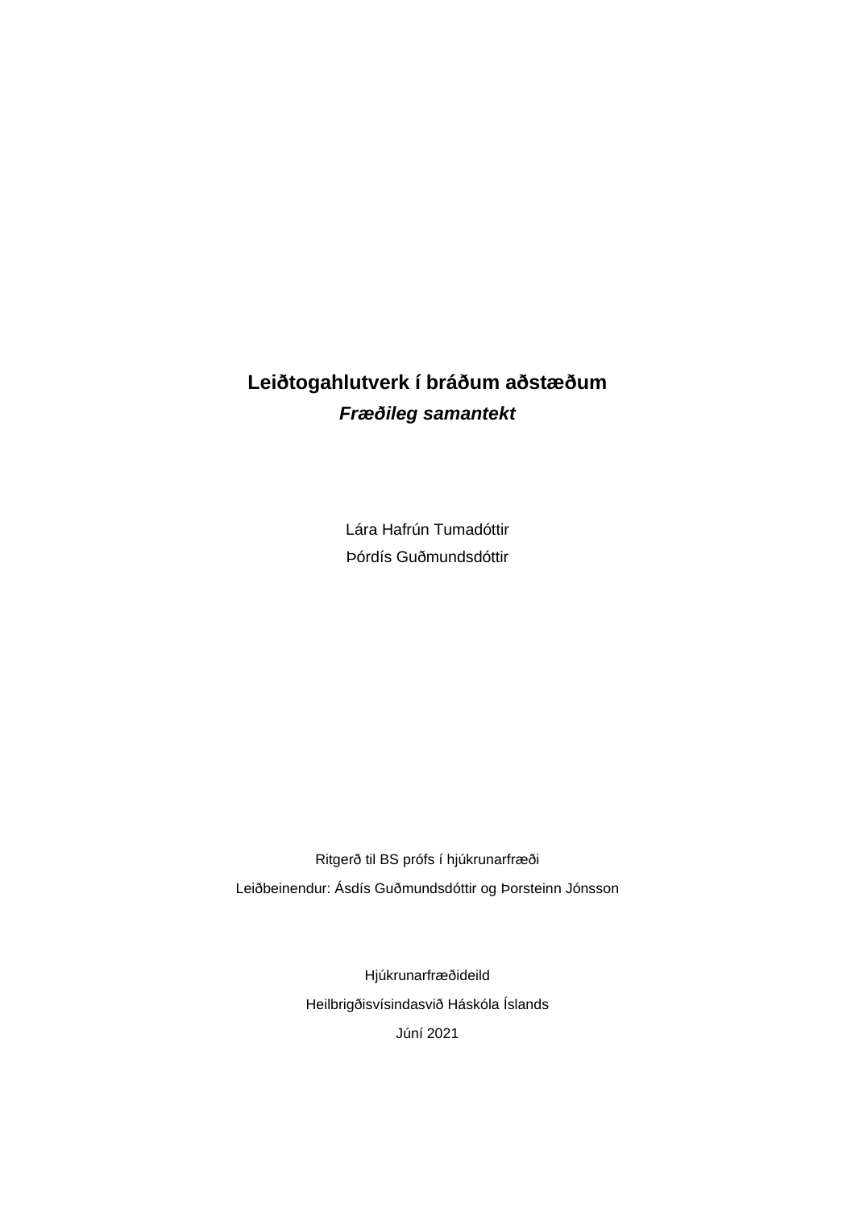# Leiðtogahlutverk í bráðum aðstæðum

***Fræðileg samantekt***

Lára Hafrún Tumadóttir

Þórdís Guðmundsdóttir

Ritgerð til BS prófs í hjúkrunarfræði

Leiðbeinendur: Ásdís Guðmundsdóttir og Þorsteinn Jónsson

Hjúkrunarfræðideild

Heilbrigðisvísindasvið Háskóla Íslands

Júní 2021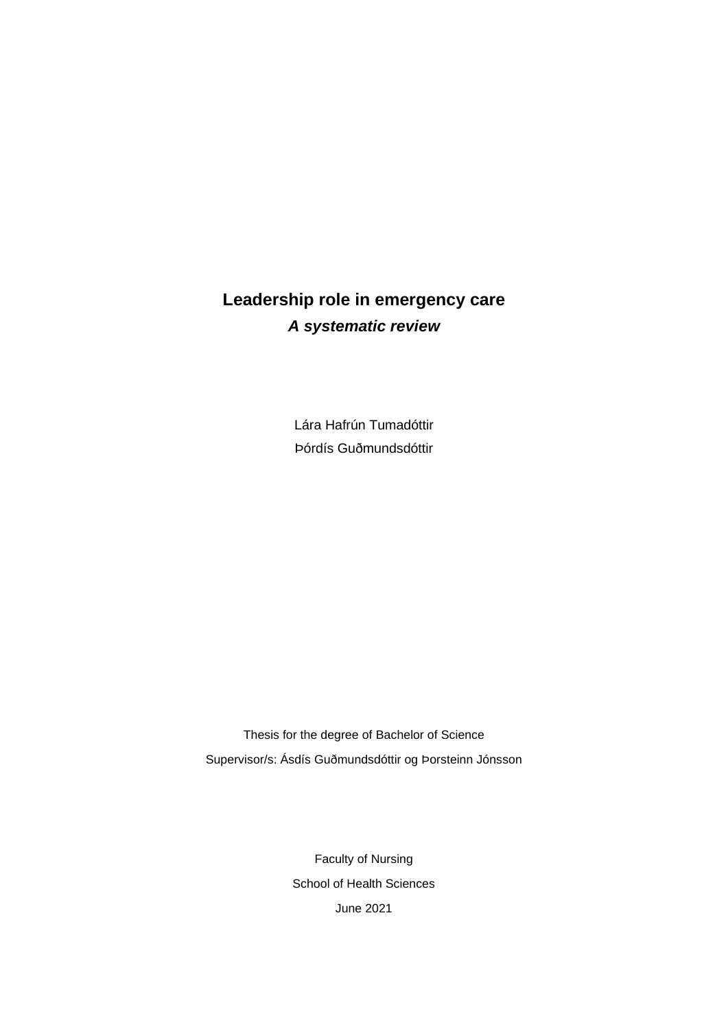# Leadership role in emergency care

***A systematic review***

Lára Hafrún Tumadóttir

Þórdís Guðmundsdóttir

Thesis for the degree of Bachelor of Science

Supervisor/s: Ásdís Guðmundsdóttir og Þorsteinn Jónsson

Faculty of Nursing

School of Health Sciences

June 2021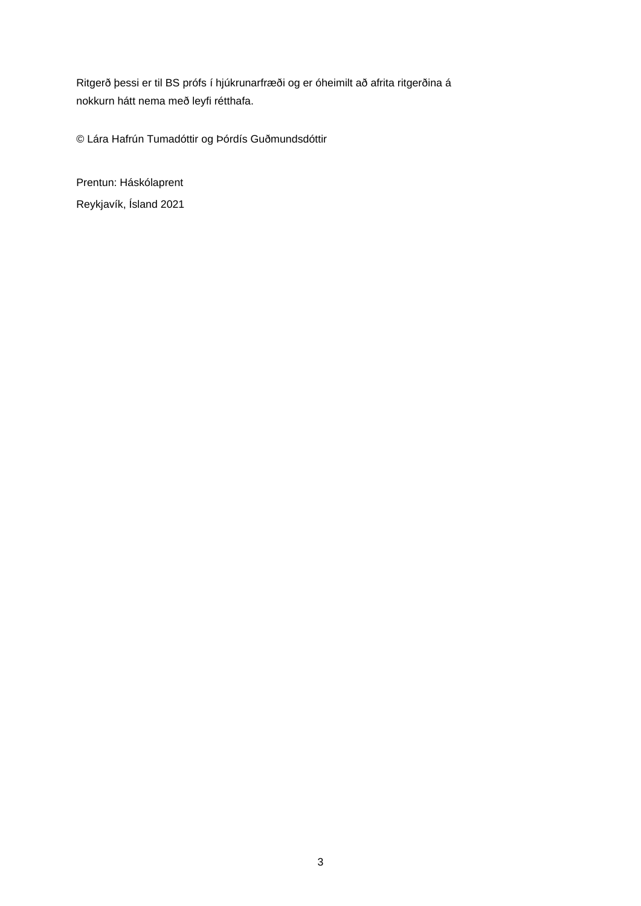Ritgerð þessi er til BS prófs í hjúkrunarfræði og er óheimilt að afrita ritgerðina á nokkurn hátt nema með leyfi rétthafa.

© Lára Hafrún Tumadóttir og Þórdís Guðmundsdóttir

Prentun: Háskólaprent

Reykjavík, Ísland 2021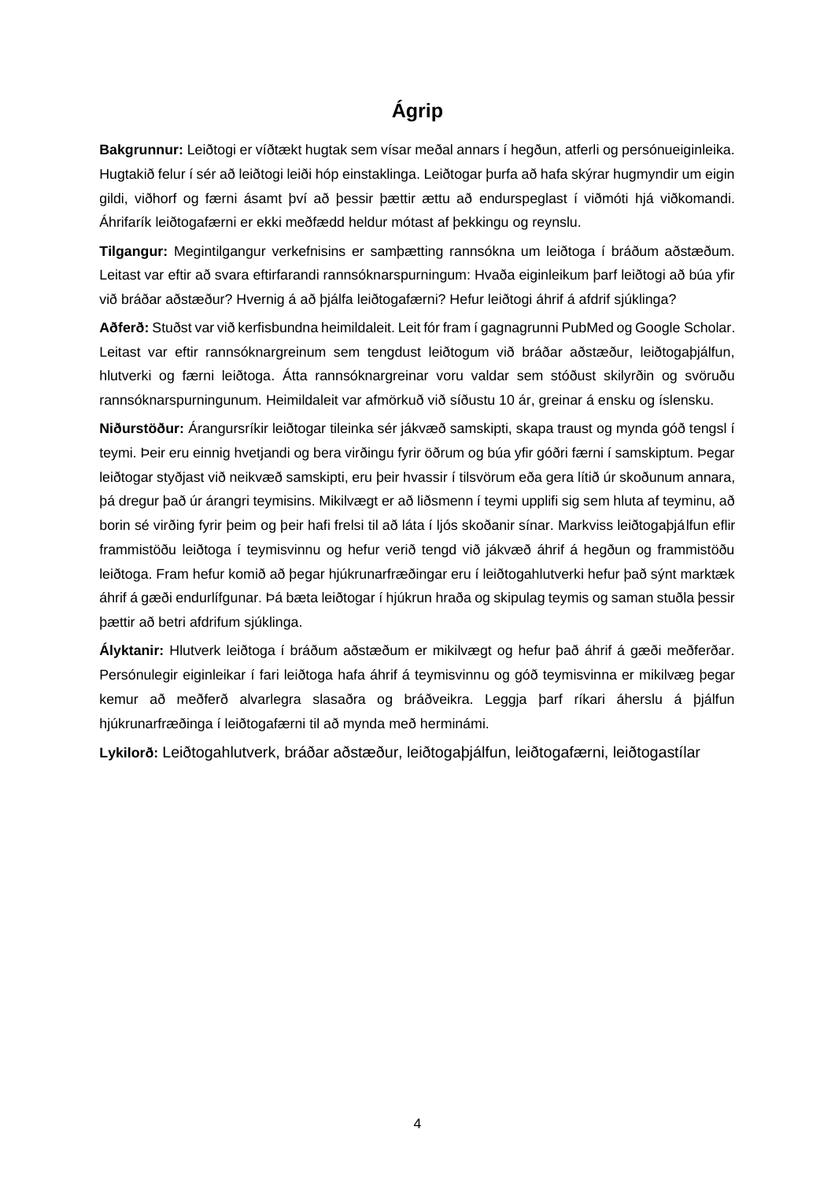# Ágrip

**Bakgrunnur:** Leiðtogi er víðtækt hugtak sem vísar meðal annars í hegðun, atferli og persónueiginleika. Hugtakið felur í sér að leiðtogi leiði hóp einstaklinga. Leiðtogar þurfa að hafa skýrar hugmyndir um eigin gildi, viðhorf og færni ásamt því að þessir þættir ættu að endurspeglast í viðmóti hjá viðkomandi. Áhrifarík leiðtogafærni er ekki meðfædd heldur mótast af þekkingu og reynslu.

**Tilgangur:** Megintilgangur verkefnisins er samþætting rannsókna um leiðtoga í bráðum aðstæðum. Leitast var eftir að svara eftirfarandi rannsóknarspurningum: Hvaða eiginleikum þarf leiðtogi að búa yfir við bráðar aðstæður? Hvernig á að þjálfa leiðtogafærni? Hefur leiðtogi áhrif á afdrif sjúklinga?

**Aðferð:** Stuðst var við kerfisbundna heimildaleit. Leit fór fram í gagnagrunni PubMed og Google Scholar. Leitast var eftir rannsóknargreinum sem tengdust leiðtogum við bráðar aðstæður, leiðtogaþjálfun, hlutverki og færni leiðtoga. Átta rannsóknargreinar voru valdar sem stóðust skilyrðin og svöruðu rannsóknarspurningunum. Heimildaleit var afmörkuð við síðustu 10 ár, greinar á ensku og íslensku.

**Niðurstöður:** Árangursríkir leiðtogar tileinka sér jákvæð samskipti, skapa traust og mynda góð tengsl í teymi. Þeir eru einnig hvetjandi og bera virðingu fyrir öðrum og búa yfir góðri færni í samskiptum. Þegar leiðtogar styðjast við neikvæð samskipti, eru þeir hvassir í tilsvörum eða gera lítið úr skoðunum annara, þá dregur það úr árangri teymisins. Mikilvægt er að liðsmenn í teymi upplifi sig sem hluta af teyminu, að borin sé virðing fyrir þeim og þeir hafi frelsi til að láta í ljós skoðanir sínar. Markviss leiðtogaþjálfun eflir frammistöðu leiðtoga í teymisvinnu og hefur verið tengd við jákvæð áhrif á hegðun og frammistöðu leiðtoga. Fram hefur komið að þegar hjúkrunarfræðingar eru í leiðtogahlutverki hefur það sýnt marktæk áhrif á gæði endurlífgunar. Þá bæta leiðtogar í hjúkrun hraða og skipulag teymis og saman stuðla þessir þættir að betri afdrifum sjúklinga.

**Ályktanir:** Hlutverk leiðtoga í bráðum aðstæðum er mikilvægt og hefur það áhrif á gæði meðferðar. Persónulegir eiginleikar í fari leiðtoga hafa áhrif á teymisvinnu og góð teymisvinna er mikilvæg þegar kemur að meðferð alvarlegra slasaðra og bráðveikra. Leggja þarf ríkari áherslu á þjálfun hjúkrunarfræðinga í leiðtogafærni til að mynda með herminámi.

**Lykilorð:** Leiðtogahlutverk, bráðar aðstæður, leiðtogaþjálfun, leiðtogafærni, leiðtogastílar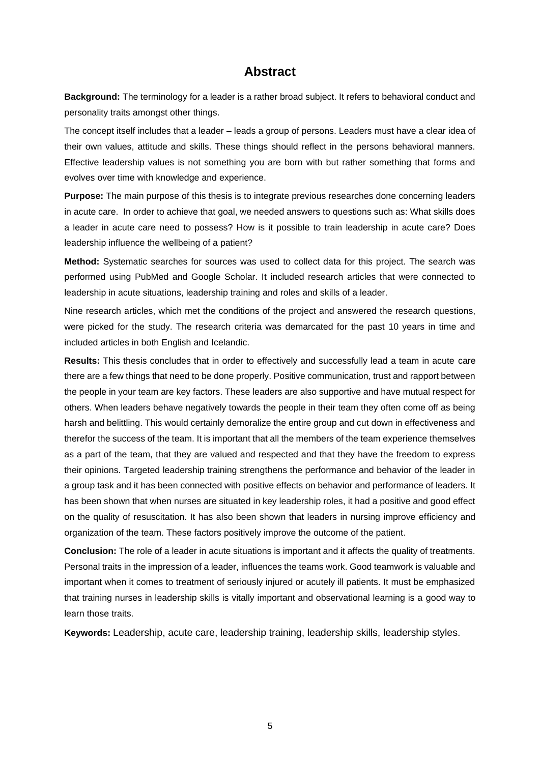# Abstract

**Background:** The terminology for a leader is a rather broad subject. It refers to behavioral conduct and personality traits amongst other things.

The concept itself includes that a leader – leads a group of persons. Leaders must have a clear idea of their own values, attitude and skills. These things should reflect in the persons behavioral manners. Effective leadership values is not something you are born with but rather something that forms and evolves over time with knowledge and experience.

**Purpose:** The main purpose of this thesis is to integrate previous researches done concerning leaders in acute care. In order to achieve that goal, we needed answers to questions such as: What skills does a leader in acute care need to possess? How is it possible to train leadership in acute care? Does leadership influence the wellbeing of a patient?

**Method:** Systematic searches for sources was used to collect data for this project. The search was performed using PubMed and Google Scholar. It included research articles that were connected to leadership in acute situations, leadership training and roles and skills of a leader.

Nine research articles, which met the conditions of the project and answered the research questions, were picked for the study. The research criteria was demarcated for the past 10 years in time and included articles in both English and Icelandic.

**Results:** This thesis concludes that in order to effectively and successfully lead a team in acute care there are a few things that need to be done properly. Positive communication, trust and rapport between the people in your team are key factors. These leaders are also supportive and have mutual respect for others. When leaders behave negatively towards the people in their team they often come off as being harsh and belittling. This would certainly demoralize the entire group and cut down in effectiveness and therefor the success of the team. It is important that all the members of the team experience themselves as a part of the team, that they are valued and respected and that they have the freedom to express their opinions. Targeted leadership training strengthens the performance and behavior of the leader in a group task and it has been connected with positive effects on behavior and performance of leaders. It has been shown that when nurses are situated in key leadership roles, it had a positive and good effect on the quality of resuscitation. It has also been shown that leaders in nursing improve efficiency and organization of the team. These factors positively improve the outcome of the patient.

**Conclusion:** The role of a leader in acute situations is important and it affects the quality of treatments. Personal traits in the impression of a leader, influences the teams work. Good teamwork is valuable and important when it comes to treatment of seriously injured or acutely ill patients. It must be emphasized that training nurses in leadership skills is vitally important and observational learning is a good way to learn those traits.

**Keywords:** Leadership, acute care, leadership training, leadership skills, leadership styles.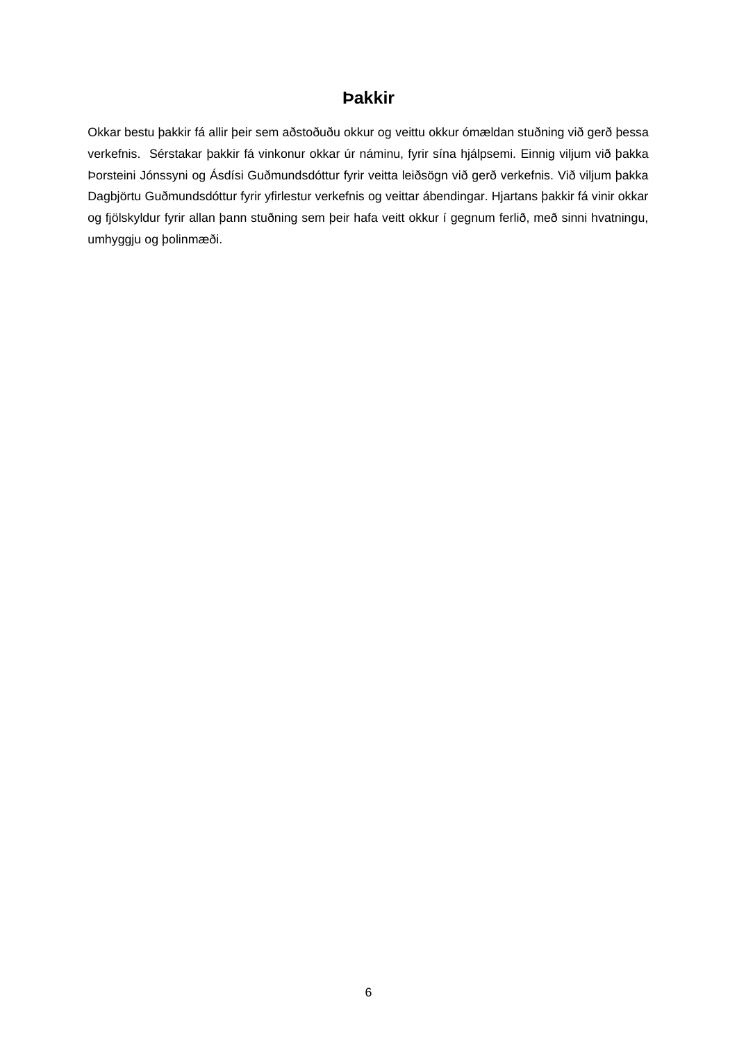# Þakkir

Okkar bestu þakkir fá allir þeir sem aðstoðuðu okkur og veittu okkur ómældan stuðning við gerð þessa verkefnis.  Sérstakar þakkir fá vinkonur okkar úr náminu, fyrir sína hjálpsemi. Einnig viljum við þakka Þorsteini Jónssyni og Ásdísi Guðmundsdóttur fyrir veitta leiðsögn við gerð verkefnis. Við viljum þakka Dagbjörtu Guðmundsdóttur fyrir yfirlestur verkefnis og veittar ábendingar. Hjartans þakkir fá vinir okkar og fjölskyldur fyrir allan þann stuðning sem þeir hafa veitt okkur í gegnum ferlið, með sinni hvatningu, umhyggju og þolinmæði.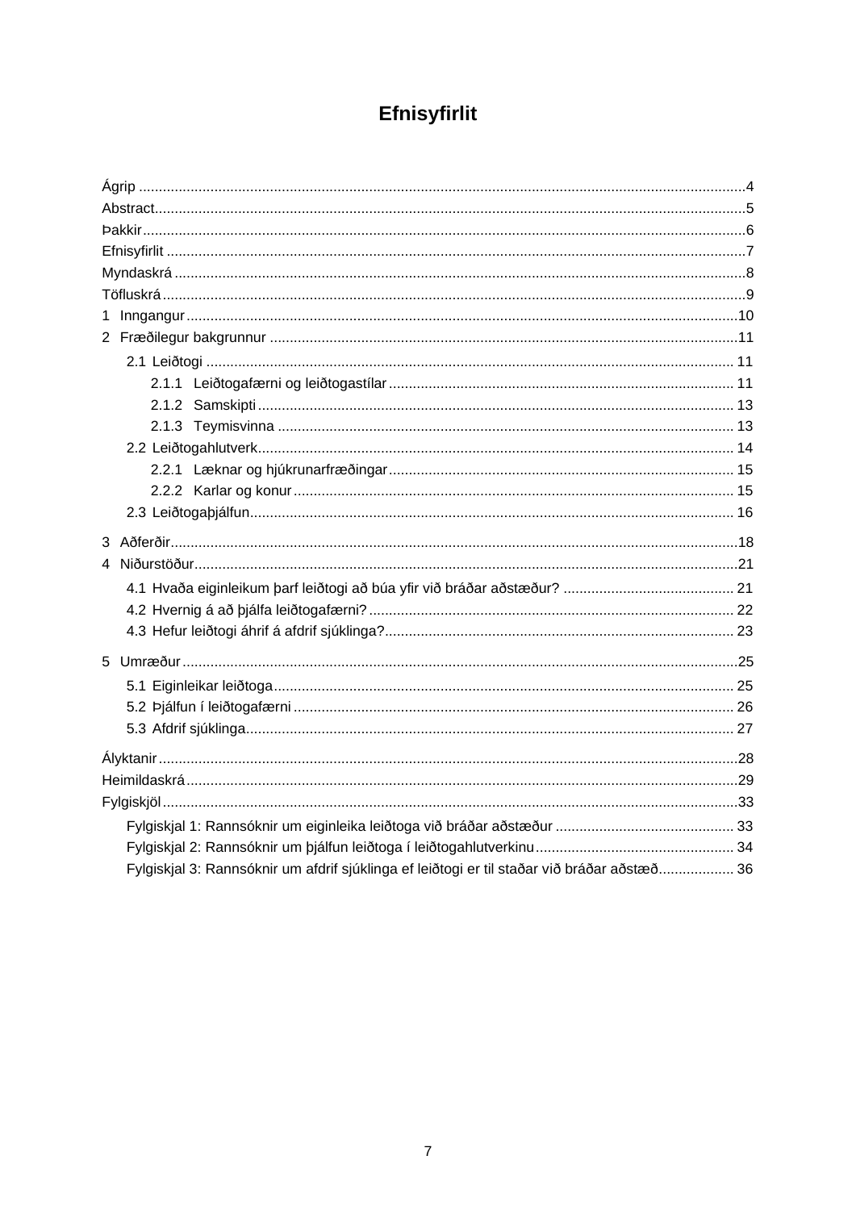# Efnisyfirlit

Ágrip ....................................................................................................................................4
Abstract.................................................................................................................................5
Þakkir....................................................................................................................................6
Efnisyfirlit ..............................................................................................................................7
Myndaskrá ............................................................................................................................8
Töfluskrá ...............................................................................................................................9
1 Inngangur........................................................................................................................10
2 Fræðilegur bakgrunnur ...................................................................................................11
  2.1 Leiðtogi ......................................................................................................................11
    2.1.1 Leiðtogafærni og leiðtogastílar .............................................................................11
    2.1.2 Samskipti ..............................................................................................................13
    2.1.3 Teymisvinna .........................................................................................................13
  2.2 Leiðtogahlutverk.........................................................................................................14
    2.2.1 Læknar og hjúkrunarfræðingar .............................................................................15
    2.2.2 Karlar og konur .....................................................................................................15
  2.3 Leiðtogaþjálfun............................................................................................................16
3 Aðferðir............................................................................................................................18
4 Niðurstöður......................................................................................................................21
  4.1 Hvaða eiginleikum þarf leiðtogi að búa yfir við bráðar aðstæður? ..............................21
  4.2 Hvernig á að þjálfa leiðtogafærni? ..............................................................................22
  4.3 Hefur leiðtogi áhrif á afdrif sjúklinga? ..........................................................................23
5 Umræður..........................................................................................................................25
  5.1 Eiginleikar leiðtoga.......................................................................................................25
  5.2 Þjálfun í leiðtogafærni .................................................................................................26
  5.3 Afdrif sjúklinga.............................................................................................................27
Ályktanir ...............................................................................................................................28
Heimildaskrá .........................................................................................................................29
Fylgiskjöl ..............................................................................................................................33
  Fylgiskjal 1: Rannsóknir um eiginleika leiðtoga við bráðar aðstæður ...............................33
  Fylgiskjal 2: Rannsóknir um þjálfun leiðtoga í leiðtogahlutverkinu ...................................34
  Fylgiskjal 3: Rannsóknir um afdrif sjúklinga ef leiðtogi er til staðar við bráðar aðstæð.......36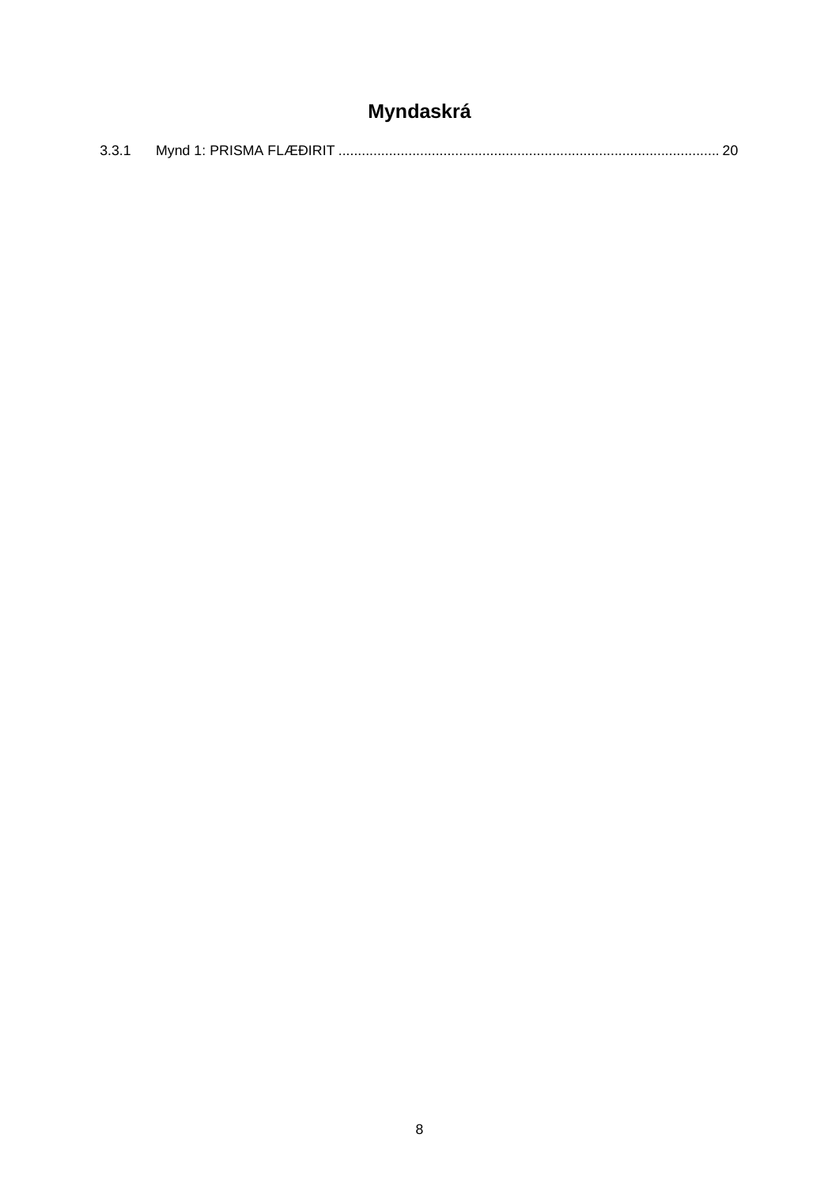# Myndaskrá

3.3.1 Mynd 1: PRISMA FLÆÐIRIT ........................................................................................................ 20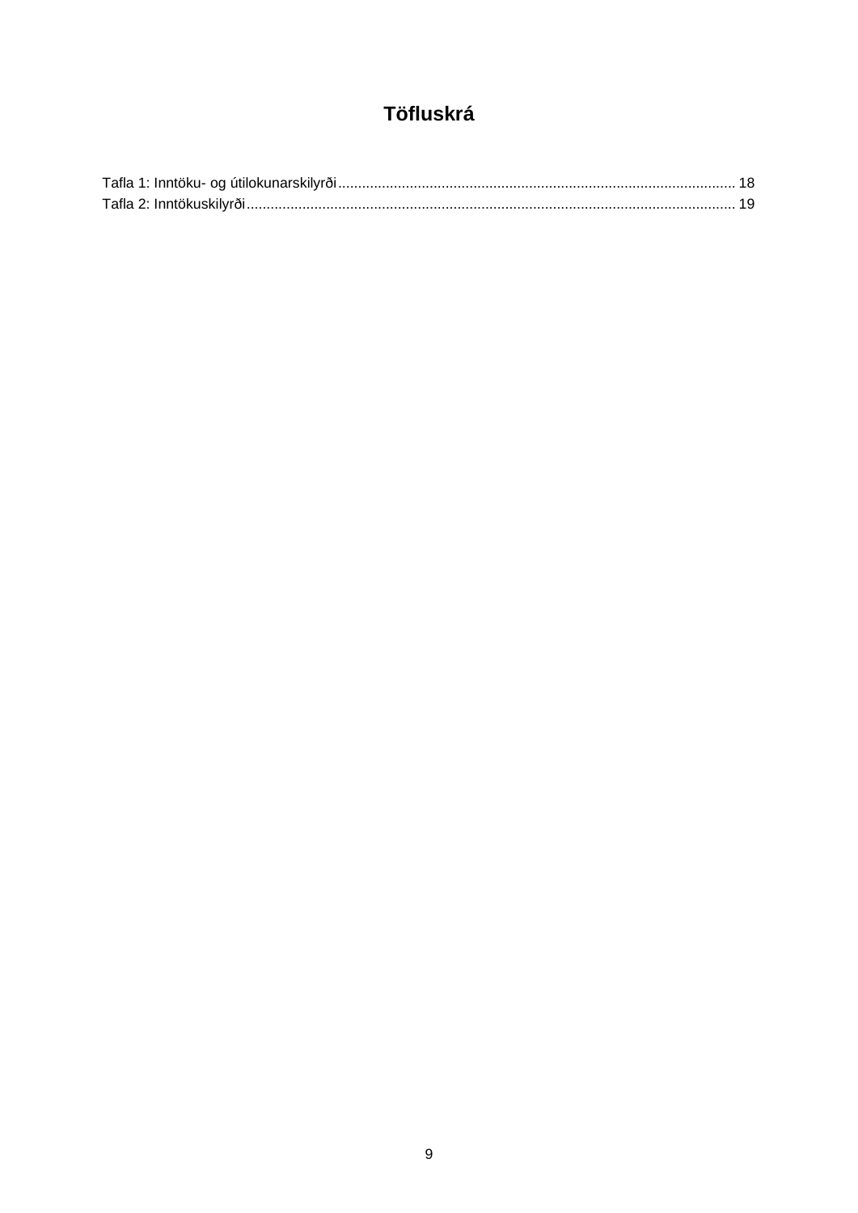# Töfluskrá

Tafla 1: Inntöku- og útilokunarskilyrði ........................................................................................................ 18

Tafla 2: Inntökuskilyrði ........................................................................................................................ 19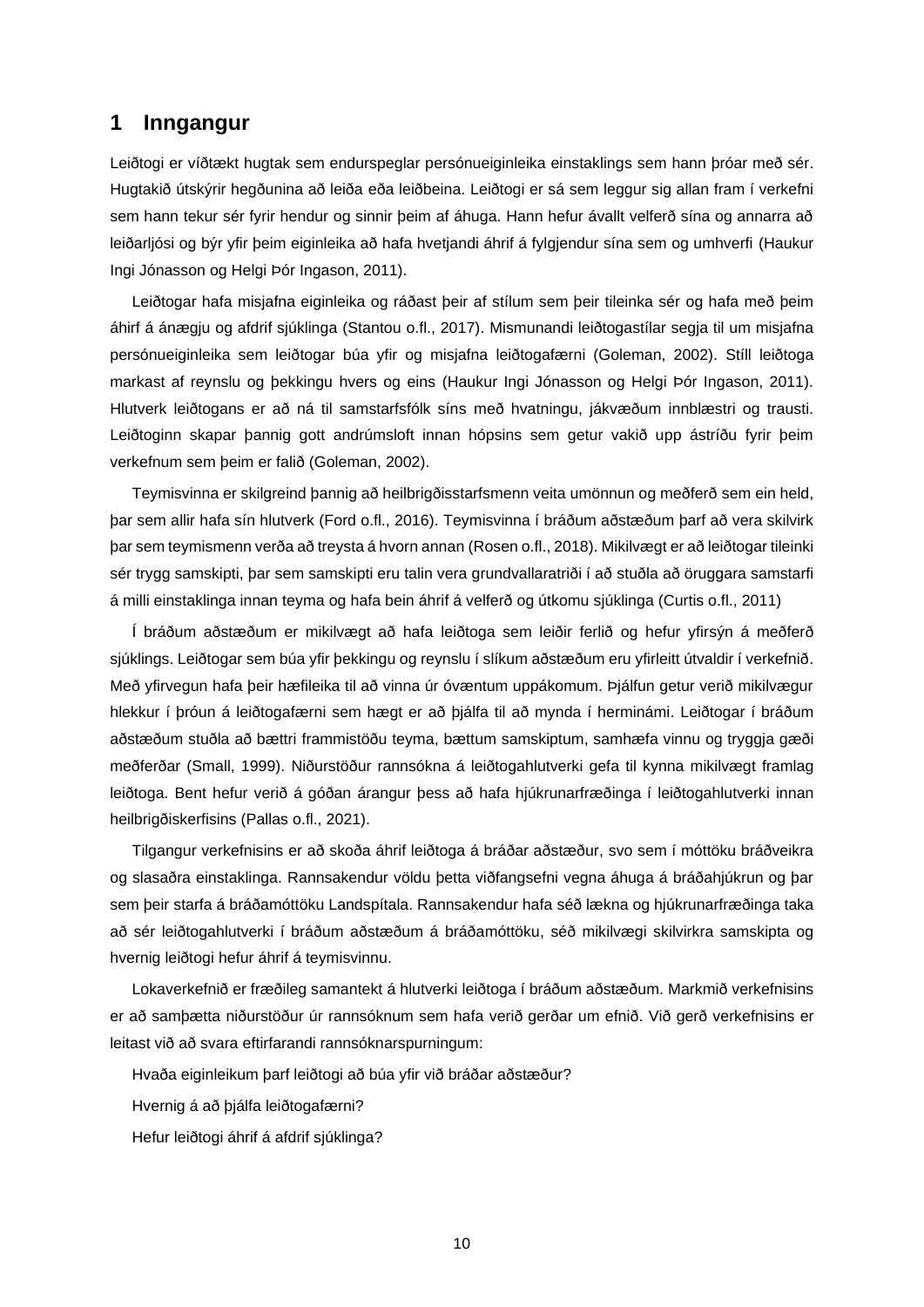# 1 Inngangur

Leiðtogi er víðtækt hugtak sem endurspeglar persónueiginleika einstaklings sem hann þróar með sér. Hugtakið útskýrir hegðunina að leiða eða leiðbeina. Leiðtogi er sá sem leggur sig allan fram í verkefni sem hann tekur sér fyrir hendur og sinnir þeim af áhuga. Hann hefur ávallt velferð sína og annarra að leiðarljósi og býr yfir þeim eiginleika að hafa hvetjandi áhrif á fylgjendur sína sem og umhverfi (Haukur Ingi Jónasson og Helgi Þór Ingason, 2011).

Leiðtogar hafa misjafna eiginleika og ráðast þeir af stílum sem þeir tileinka sér og hafa með þeim áhirf á ánægju og afdrif sjúklinga (Stantou o.fl., 2017). Mismunandi leiðtogastílar segja til um misjafna persónueiginleika sem leiðtogar búa yfir og misjafna leiðtogafærni (Goleman, 2002). Stíll leiðtoga markast af reynslu og þekkingu hvers og eins (Haukur Ingi Jónasson og Helgi Þór Ingason, 2011). Hlutverk leiðtogans er að ná til samstarfsfólk síns með hvatningu, jákvæðum innblæstri og trausti. Leiðtoginn skapar þannig gott andrúmsloft innan hópsins sem getur vakið upp ástríðu fyrir þeim verkefnum sem þeim er falið (Goleman, 2002).

Teymisvinna er skilgreind þannig að heilbrigðisstarfsmenn veita umönnun og meðferð sem ein held, þar sem allir hafa sín hlutverk (Ford o.fl., 2016). Teymisvinna í bráðum aðstæðum þarf að vera skilvirk þar sem teymismenn verða að treysta á hvorn annan (Rosen o.fl., 2018). Mikilvægt er að leiðtogar tileinki sér trygg samskipti, þar sem samskipti eru talin vera grundvallaratriði í að stuðla að öruggara samstarfi á milli einstaklinga innan teyma og hafa bein áhrif á velferð og útkomu sjúklinga (Curtis o.fl., 2011)

Í bráðum aðstæðum er mikilvægt að hafa leiðtoga sem leiðir ferlið og hefur yfirsýn á meðferð sjúklings. Leiðtogar sem búa yfir þekkingu og reynslu í slíkum aðstæðum eru yfirleitt útvaldir í verkefnið. Með yfirvegun hafa þeir hæfileika til að vinna úr óvæntum uppákomum. Þjálfun getur verið mikilvægur hlekkur í þróun á leiðtogafærni sem hægt er að þjálfa til að mynda í herminámi. Leiðtogar í bráðum aðstæðum stuðla að bættri frammistöðu teyma, bættum samskiptum, samhæfa vinnu og tryggja gæði meðferðar (Small, 1999). Niðurstöður rannsókna á leiðtogahlutverki gefa til kynna mikilvægt framlag leiðtoga. Bent hefur verið á góðan árangur þess að hafa hjúkrunarfræðinga í leiðtogahlutverki innan heilbrigðiskerfisins (Pallas o.fl., 2021).

Tilgangur verkefnisins er að skoða áhrif leiðtoga á bráðar aðstæður, svo sem í móttöku bráðveikra og slasaðra einstaklinga. Rannsakendur völdu þetta viðfangsefni vegna áhuga á bráðahjúkrun og þar sem þeir starfa á bráðamóttöku Landspítala. Rannsakendur hafa séð lækna og hjúkrunarfræðinga taka að sér leiðtogahlutverki í bráðum aðstæðum á bráðamóttöku, séð mikilvægi skilvirkra samskipta og hvernig leiðtogi hefur áhrif á teymisvinnu.

Lokaverkefnið er fræðileg samantekt á hlutverki leiðtoga í bráðum aðstæðum. Markmið verkefnisins er að samþætta niðurstöður úr rannsóknum sem hafa verið gerðar um efnið. Við gerð verkefnisins er leitast við að svara eftirfarandi rannsóknarspurningum:

Hvaða eiginleikum þarf leiðtogi að búa yfir við bráðar aðstæður?

Hvernig á að þjálfa leiðtogafærni?

Hefur leiðtogi áhrif á afdrif sjúklinga?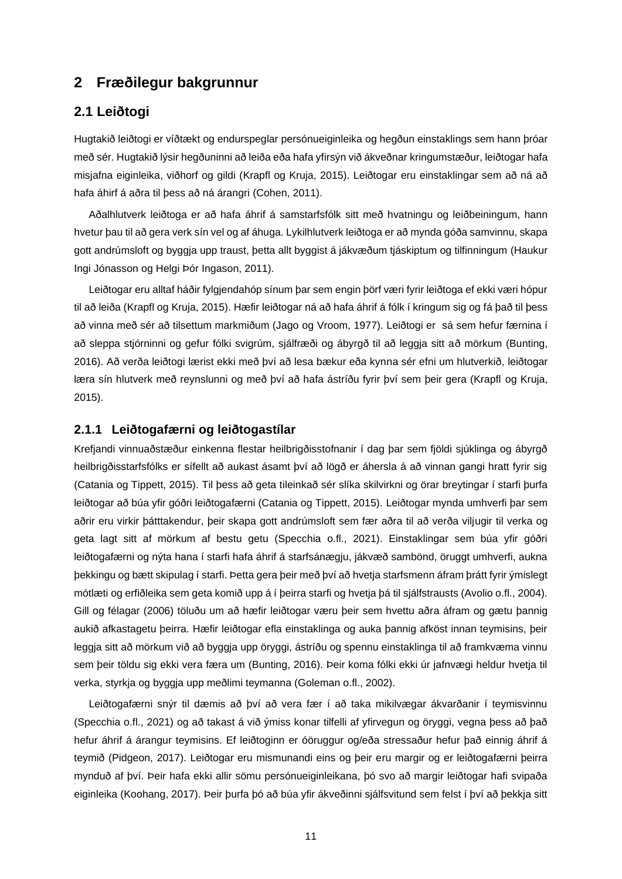## 2 Fræðilegur bakgrunnur

### 2.1 Leiðtogi

Hugtakið leiðtogi er víðtækt og endurspeglar persónueiginleika og hegðun einstaklings sem hann þróar með sér. Hugtakið lýsir hegðuninni að leiða eða hafa yfirsýn við ákveðnar kringumstæður, leiðtogar hafa misjafna eiginleika, viðhorf og gildi (Krapfl og Kruja, 2015). Leiðtogar eru einstaklingar sem að ná að hafa áhirf á aðra til þess að ná árangri (Cohen, 2011).

Aðalhlutverk leiðtoga er að hafa áhrif á samstarfsfólk sitt með hvatningu og leiðbeiningum, hann hvetur þau til að gera verk sín vel og af áhuga. Lykilhlutverk leiðtoga er að mynda góða samvinnu, skapa gott andrúmsloft og byggja upp traust, þetta allt byggist á jákvæðum tjáskiptum og tilfinningum (Haukur Ingi Jónasson og Helgi Þór Ingason, 2011).

Leiðtogar eru alltaf háðir fylgjendahóp sínum þar sem engin þörf væri fyrir leiðtoga ef ekki væri hópur til að leiða (Krapfl og Kruja, 2015). Hæfir leiðtogar ná að hafa áhrif á fólk í kringum sig og fá það til þess að vinna með sér að tilsettum markmiðum (Jago og Vroom, 1977). Leiðtogi er sá sem hefur færnina í að sleppa stjórninni og gefur fólki svigrúm, sjálfræði og ábyrgð til að leggja sitt að mörkum (Bunting, 2016). Að verða leiðtogi lærist ekki með því að lesa bækur eða kynna sér efni um hlutverkið, leiðtogar læra sín hlutverk með reynslunni og með því að hafa ástríðu fyrir því sem þeir gera (Krapfl og Kruja, 2015).

#### 2.1.1 Leiðtogafærni og leiðtogastílar

Krefjandi vinnuaðstæður einkenna flestar heilbrigðisstofnanir í dag þar sem fjöldi sjúklinga og ábyrgð heilbrigðisstarfsfólks er sífellt að aukast ásamt því að lögð er áhersla á að vinnan gangi hratt fyrir sig (Catania og Tippett, 2015). Til þess að geta tileinkað sér slíka skilvirkni og örar breytingar í starfi þurfa leiðtogar að búa yfir góðri leiðtogafærni (Catania og Tippett, 2015). Leiðtogar mynda umhverfi þar sem aðrir eru virkir þátttakendur, þeir skapa gott andrúmsloft sem fær aðra til að verða viljugir til verka og geta lagt sitt af mörkum af bestu getu (Specchia o.fl., 2021). Einstaklingar sem búa yfir góðri leiðtogafærni og nýta hana í starfi hafa áhrif á starfsánægju, jákvæð sambönd, öruggt umhverfi, aukna þekkingu og bætt skipulag í starfi. Þetta gera þeir með því að hvetja starfsmenn áfram þrátt fyrir ýmislegt mótlæti og erfiðleika sem geta komið upp á í þeirra starfi og hvetja þá til sjálfstrausts (Avolio o.fl., 2004). Gill og félagar (2006) töluðu um að hæfir leiðtogar væru þeir sem hvettu aðra áfram og gætu þannig aukið afkastagetu þeirra. Hæfir leiðtogar efla einstaklinga og auka þannig afköst innan teymisins, þeir leggja sitt að mörkum við að byggja upp öryggi, ástríðu og spennu einstaklinga til að framkvæma vinnu sem þeir töldu sig ekki vera færa um (Bunting, 2016). Þeir koma fólki ekki úr jafnvægi heldur hvetja til verka, styrkja og byggja upp meðlimi teymanna (Goleman o.fl., 2002).

Leiðtogafærni snýr til dæmis að því að vera fær í að taka mikilvægar ákvarðanir í teymisvinnu (Specchia o.fl., 2021) og að takast á við ýmiss konar tilfelli af yfirvegun og öryggi, vegna þess að það hefur áhrif á árangur teymisins. Ef leiðtoginn er óöruggur og/eða stressaður hefur það einnig áhrif á teymið (Pidgeon, 2017). Leiðtogar eru mismunandi eins og þeir eru margir og er leiðtogafærni þeirra mynduð af því. Þeir hafa ekki allir sömu persónueiginleikana, þó svo að margir leiðtogar hafi svipaða eiginleika (Koohang, 2017). Þeir þurfa þó að búa yfir ákveðinni sjálfsvitund sem felst í því að þekkja sitt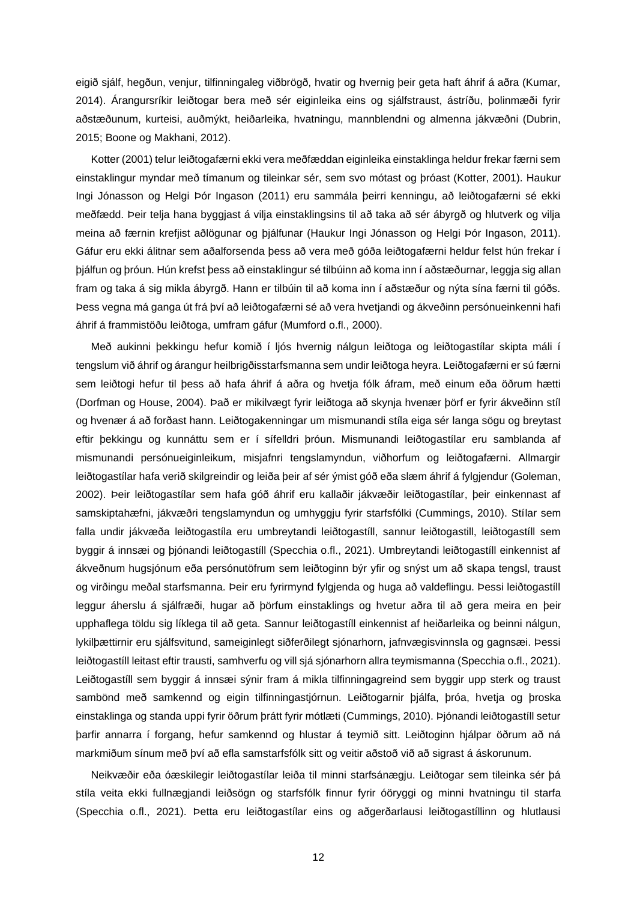eigið sjálf, hegðun, venjur, tilfinningaleg viðbrögð, hvatir og hvernig þeir geta haft áhrif á aðra (Kumar, 2014). Árangursríkir leiðtogar bera með sér eiginleika eins og sjálfstraust, ástríðu, þolinmæði fyrir aðstæðunum, kurteisi, auðmýkt, heiðarleika, hvatningu, mannblendni og almenna jákvæðni (Dubrin, 2015; Boone og Makhani, 2012).

Kotter (2001) telur leiðtogafærni ekki vera meðfæddan eiginleika einstaklinga heldur frekar færni sem einstaklingur myndar með tímanum og tileinkar sér, sem svo mótast og þróast (Kotter, 2001). Haukur Ingi Jónasson og Helgi Þór Ingason (2011) eru sammála þeirri kenningu, að leiðtogafærni sé ekki meðfædd. Þeir telja hana byggjast á vilja einstaklingsins til að taka að sér ábyrgð og hlutverk og vilja meina að færnin krefjist aðlögunar og þjálfunar (Haukur Ingi Jónasson og Helgi Þór Ingason, 2011). Gáfur eru ekki álitnar sem aðalforsenda þess að vera með góða leiðtogafærni heldur felst hún frekar í þjálfun og þróun. Hún krefst þess að einstaklingur sé tilbúinn að koma inn í aðstæðurnar, leggja sig allan fram og taka á sig mikla ábyrgð. Hann er tilbúin til að koma inn í aðstæður og nýta sína færni til góðs. Þess vegna má ganga út frá því að leiðtogafærni sé að vera hvetjandi og ákveðinn persónueinkenni hafi áhrif á frammistöðu leiðtoga, umfram gáfur (Mumford o.fl., 2000).

Með aukinni þekkingu hefur komið í ljós hvernig nálgun leiðtoga og leiðtogastílar skipta máli í tengslum við áhrif og árangur heilbrigðisstarfsmanna sem undir leiðtoga heyra. Leiðtogafærni er sú færni sem leiðtogi hefur til þess að hafa áhrif á aðra og hvetja fólk áfram, með einum eða öðrum hætti (Dorfman og House, 2004). Það er mikilvægt fyrir leiðtoga að skynja hvenær þörf er fyrir ákveðinn stíl og hvenær á að forðast hann. Leiðtogakenningar um mismunandi stíla eiga sér langa sögu og breytast eftir þekkingu og kunnáttu sem er í sífelldri þróun. Mismunandi leiðtogastílar eru samblanda af mismunandi persónueiginleikum, misjafnri tengslamyndun, viðhorfum og leiðtogafærni. Allmargir leiðtogastílar hafa verið skilgreindir og leiða þeir af sér ýmist góð eða slæm áhrif á fylgjendur (Goleman, 2002). Þeir leiðtogastílar sem hafa góð áhrif eru kallaðir jákvæðir leiðtogastílar, þeir einkennast af samskiptahæfni, jákvæðri tengslamyndun og umhyggju fyrir starfsfólki (Cummings, 2010). Stílar sem falla undir jákvæða leiðtogastíla eru umbreytandi leiðtogastíll, sannur leiðtogastíll, leiðtogastíll sem byggir á innsæi og þjónandi leiðtogastíll (Specchia o.fl., 2021). Umbreytandi leiðtogastíll einkennist af ákveðnum hugsjónum eða persónutöfrum sem leiðtoginn býr yfir og snýst um að skapa tengsl, traust og virðingu meðal starfsmanna. Þeir eru fyrirmynd fylgjenda og huga að valdeflingu. Þessi leiðtogastíll leggur áherslu á sjálfræði, hugar að þörfum einstaklings og hvetur aðra til að gera meira en þeir upphaflega töldu sig líklega til að geta. Sannur leiðtogastíll einkennist af heiðarleika og beinni nálgun, lykilþættirnir eru sjálfsvitund, sameiginlegt siðferðilegt sjónarhorn, jafnvægisvinnsla og gagnsæi. Þessi leiðtogastíll leitast eftir trausti, samhverfu og vill sjá sjónarhorn allra teymismanna (Specchia o.fl., 2021). Leiðtogastíll sem byggir á innsæi sýnir fram á mikla tilfinningagreind sem byggir upp sterk og traust sambönd með samkennd og eigin tilfinningastjórnun. Leiðtogarnir þjálfa, þróa, hvetja og þroska einstaklinga og standa uppi fyrir öðrum þrátt fyrir mótlæti (Cummings, 2010). Þjónandi leiðtogastíll setur þarfir annarra í forgang, hefur samkennd og hlustar á teymið sitt. Leiðtoginn hjálpar öðrum að ná markmiðum sínum með því að efla samstarfsfólk sitt og veitir aðstoð við að sigrast á áskorunum.

Neikvæðir eða óæskilegir leiðtogastílar leiða til minni starfsánægju. Leiðtogar sem tileinka sér þá stíla veita ekki fullnægjandi leiðsögn og starfsfólk finnur fyrir óöryggi og minni hvatningu til starfa (Specchia o.fl., 2021). Þetta eru leiðtogastílar eins og aðgerðarlausi leiðtogastíllinn og hlutlausi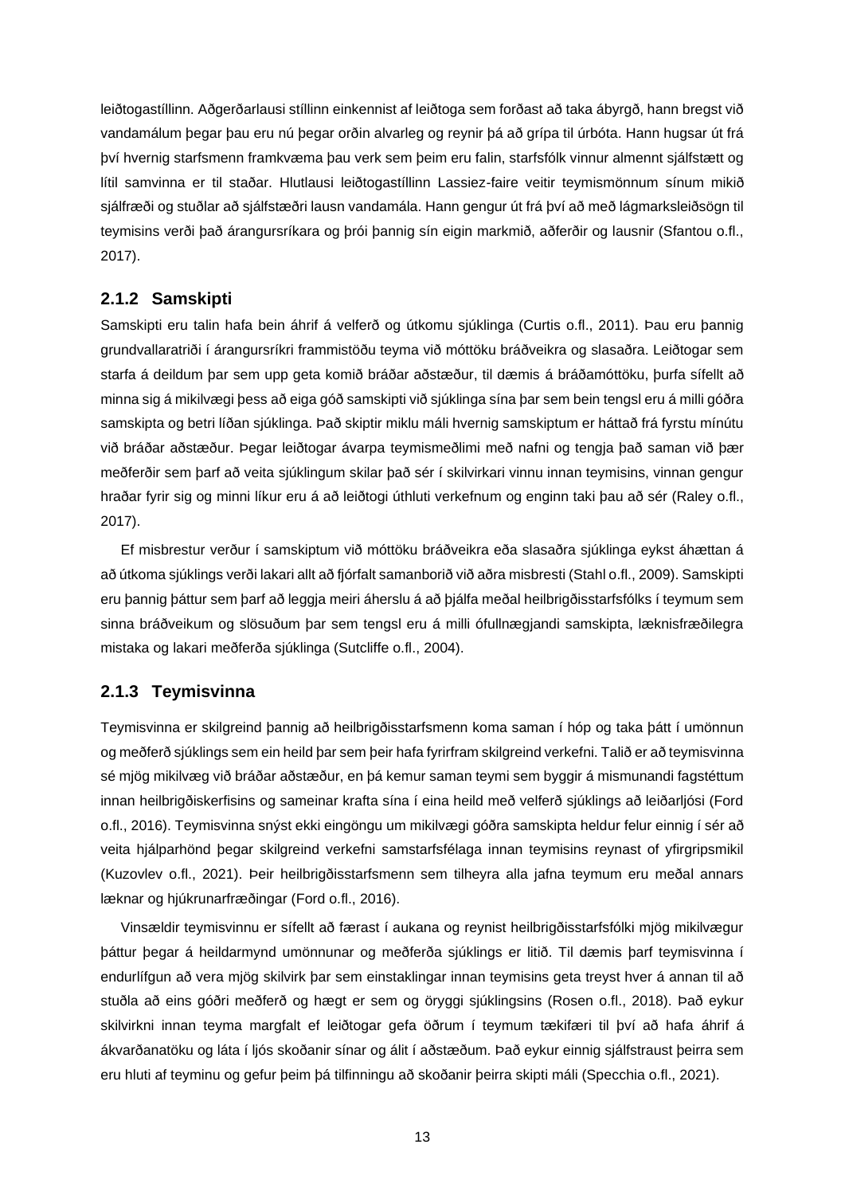leiðtogastíllinn. Aðgerðarlausi stíllinn einkennist af leiðtoga sem forðast að taka ábyrgð, hann bregst við vandamálum þegar þau eru nú þegar orðin alvarleg og reynir þá að grípa til úrbóta. Hann hugsar út frá því hvernig starfsmenn framkvæma þau verk sem þeim eru falin, starfsfólk vinnur almennt sjálfstætt og lítil samvinna er til staðar. Hlutlausi leiðtogastíllinn Lassiez-faire veitir teymismönnum sínum mikið sjálfræði og stuðlar að sjálfstæðri lausn vandamála. Hann gengur út frá því að með lágmarksleiðsögn til teymisins verði það árangursríkara og þrói þannig sín eigin markmið, aðferðir og lausnir (Sfantou o.fl., 2017).

### 2.1.2 Samskipti

Samskipti eru talin hafa bein áhrif á velferð og útkomu sjúklinga (Curtis o.fl., 2011). Þau eru þannig grundvallaratriði í árangursríkri frammistöðu teyma við móttöku bráðveikra og slasaðra. Leiðtogar sem starfa á deildum þar sem upp geta komið bráðar aðstæður, til dæmis á bráðamóttöku, þurfa sífellt að minna sig á mikilvægi þess að eiga góð samskipti við sjúklinga sína þar sem bein tengsl eru á milli góðra samskipta og betri líðan sjúklinga. Það skiptir miklu máli hvernig samskiptum er háttað frá fyrstu mínútu við bráðar aðstæður. Þegar leiðtogar ávarpa teymismeðlimi með nafni og tengja það saman við þær meðferðir sem þarf að veita sjúklingum skilar það sér í skilvirkari vinnu innan teymisins, vinnan gengur hraðar fyrir sig og minni líkur eru á að leiðtogi úthluti verkefnum og enginn taki þau að sér (Raley o.fl., 2017).

Ef misbrestur verður í samskiptum við móttöku bráðveikra eða slasaðra sjúklinga eykst áhættan á að útkoma sjúklings verði lakari allt að fjórfalt samanborið við aðra misbresti (Stahl o.fl., 2009). Samskipti eru þannig þáttur sem þarf að leggja meiri áherslu á að þjálfa meðal heilbrigðisstarfsfólks í teymum sem sinna bráðveikum og slösuðum þar sem tengsl eru á milli ófullnægjandi samskipta, læknisfræðilegra mistaka og lakari meðferða sjúklinga (Sutcliffe o.fl., 2004).

### 2.1.3 Teymisvinna

Teymisvinna er skilgreind þannig að heilbrigðisstarfsmenn koma saman í hóp og taka þátt í umönnun og meðferð sjúklings sem ein heild þar sem þeir hafa fyrirfram skilgreind verkefni. Talið er að teymisvinna sé mjög mikilvæg við bráðar aðstæður, en þá kemur saman teymi sem byggir á mismunandi fagstéttum innan heilbrigðiskerfisins og sameinar krafta sína í eina heild með velferð sjúklings að leiðarljósi (Ford o.fl., 2016). Teymisvinna snýst ekki eingöngu um mikilvægi góðra samskipta heldur felur einnig í sér að veita hjálparhönd þegar skilgreind verkefni samstarfsfélaga innan teymisins reynast of yfirgripsmikil (Kuzovlev o.fl., 2021). Þeir heilbrigðisstarfsmenn sem tilheyra alla jafna teymum eru meðal annars læknar og hjúkrunarfræðingar (Ford o.fl., 2016).

Vinsældir teymisvinnu er sífellt að færast í aukana og reynist heilbrigðisstarfsfólki mjög mikilvægur þáttur þegar á heildarmynd umönnunar og meðferða sjúklings er litið. Til dæmis þarf teymisvinna í endurlífgun að vera mjög skilvirk þar sem einstaklingar innan teymisins geta treyst hver á annan til að stuðla að eins góðri meðferð og hægt er sem og öryggi sjúklingsins (Rosen o.fl., 2018). Það eykur skilvirkni innan teyma margfalt ef leiðtogar gefa öðrum í teymum tækifæri til því að hafa áhrif á ákvarðanatöku og láta í ljós skoðanir sínar og álit í aðstæðum. Það eykur einnig sjálfstraust þeirra sem eru hluti af teyminu og gefur þeim þá tilfinningu að skoðanir þeirra skipti máli (Specchia o.fl., 2021).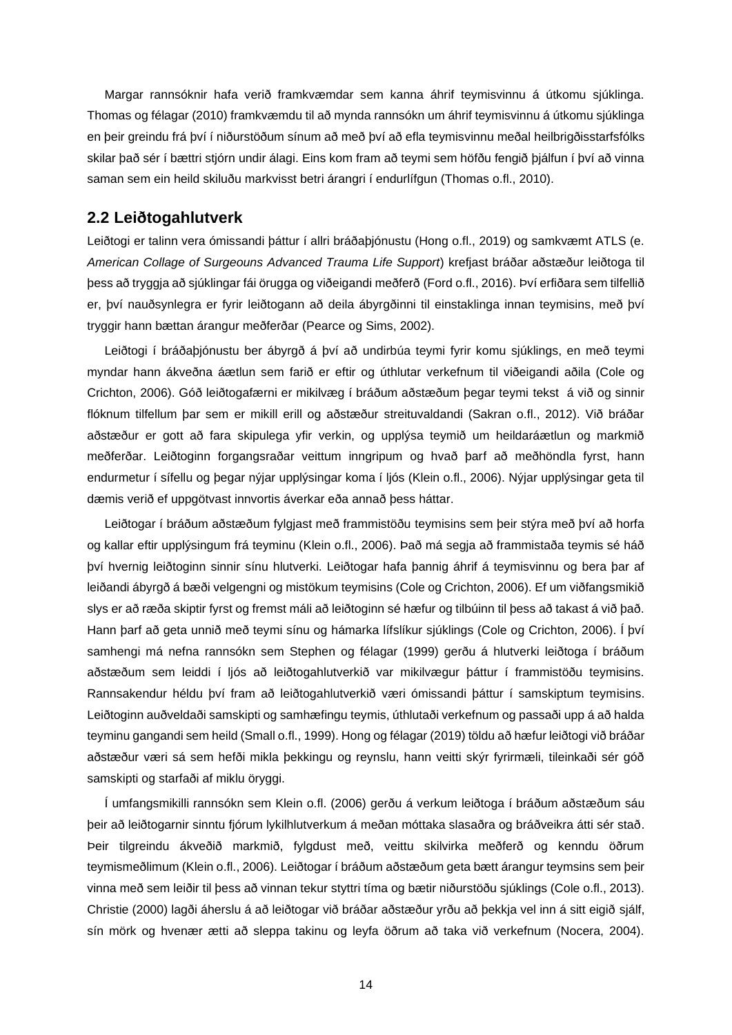Margar rannsóknir hafa verið framkvæmdar sem kanna áhrif teymisvinnu á útkomu sjúklinga. Thomas og félagar (2010) framkvæmdu til að mynda rannsókn um áhrif teymisvinnu á útkomu sjúklinga en þeir greindu frá því í niðurstöðum sínum að með því að efla teymisvinnu meðal heilbrigðisstarfsfólks skilar það sér í bættri stjórn undir álagi. Eins kom fram að teymi sem höfðu fengið þjálfun í því að vinna saman sem ein heild skiluðu markvisst betri árangri í endurlífgun (Thomas o.fl., 2010).

## 2.2 Leiðtogahlutverk

Leiðtogi er talinn vera ómissandi þáttur í allri bráðaþjónustu (Hong o.fl., 2019) og samkvæmt ATLS (e. *American Collage of Surgeouns Advanced Trauma Life Support*) krefjast bráðar aðstæður leiðtoga til þess að tryggja að sjúklingar fái örugga og viðeigandi meðferð (Ford o.fl., 2016). Því erfiðara sem tilfellið er, því nauðsynlegra er fyrir leiðtogann að deila ábyrgðinni til einstaklinga innan teymisins, með því tryggir hann bættan árangur meðferðar (Pearce og Sims, 2002).

Leiðtogi í bráðaþjónustu ber ábyrgð á því að undirbúa teymi fyrir komu sjúklings, en með teymi myndar hann ákveðna áætlun sem farið er eftir og úthlutar verkefnum til viðeigandi aðila (Cole og Crichton, 2006). Góð leiðtogafærni er mikilvæg í bráðum aðstæðum þegar teymi tekst á við og sinnir flóknum tilfellum þar sem er mikill erill og aðstæður streituvaldandi (Sakran o.fl., 2012). Við bráðar aðstæður er gott að fara skipulega yfir verkin, og upplýsa teymið um heildaráætlun og markmið meðferðar. Leiðtoginn forgangsraðar veittum inngripum og hvað þarf að meðhöndla fyrst, hann endurmetur í sífellu og þegar nýjar upplýsingar koma í ljós (Klein o.fl., 2006). Nýjar upplýsingar geta til dæmis verið ef uppgötvast innvortis áverkar eða annað þess háttar.

Leiðtogar í bráðum aðstæðum fylgjast með frammistöðu teymisins sem þeir stýra með því að horfa og kallar eftir upplýsingum frá teyminu (Klein o.fl., 2006). Það má segja að frammistaða teymis sé háð því hvernig leiðtoginn sinnir sínu hlutverki. Leiðtogar hafa þannig áhrif á teymisvinnu og bera þar af leiðandi ábyrgð á bæði velgengni og mistökum teymisins (Cole og Crichton, 2006). Ef um viðfangsmikið slys er að ræða skiptir fyrst og fremst máli að leiðtoginn sé hæfur og tilbúinn til þess að takast á við það. Hann þarf að geta unnið með teymi sínu og hámarka lífslíkur sjúklings (Cole og Crichton, 2006). Í því samhengi má nefna rannsókn sem Stephen og félagar (1999) gerðu á hlutverki leiðtoga í bráðum aðstæðum sem leiddi í ljós að leiðtogahlutverkið var mikilvægur þáttur í frammistöðu teymisins. Rannsakendur héldu því fram að leiðtogahlutverkið væri ómissandi þáttur í samskiptum teymisins. Leiðtoginn auðveldaði samskipti og samhæfingu teymis, úthlutaði verkefnum og passaði upp á að halda teyminu gangandi sem heild (Small o.fl., 1999). Hong og félagar (2019) töldu að hæfur leiðtogi við bráðar aðstæður væri sá sem hefði mikla þekkingu og reynslu, hann veitti skýr fyrirmæli, tileinkaði sér góð samskipti og starfaði af miklu öryggi.

Í umfangsmikilli rannsókn sem Klein o.fl. (2006) gerðu á verkum leiðtoga í bráðum aðstæðum sáu þeir að leiðtogarnir sinntu fjórum lykilhlutverkum á meðan móttaka slasaðra og bráðveikra átti sér stað. Þeir tilgreindu ákveðið markmið, fylgdust með, veittu skilvirka meðferð og kenndu öðrum teymismeðlimum (Klein o.fl., 2006). Leiðtogar í bráðum aðstæðum geta bætt árangur teymsins sem þeir vinna með sem leiðir til þess að vinnan tekur styttri tíma og bætir niðurstöðu sjúklings (Cole o.fl., 2013). Christie (2000) lagði áherslu á að leiðtogar við bráðar aðstæður yrðu að þekkja vel inn á sitt eigið sjálf, sín mörk og hvenær ætti að sleppa takinu og leyfa öðrum að taka við verkefnum (Nocera, 2004).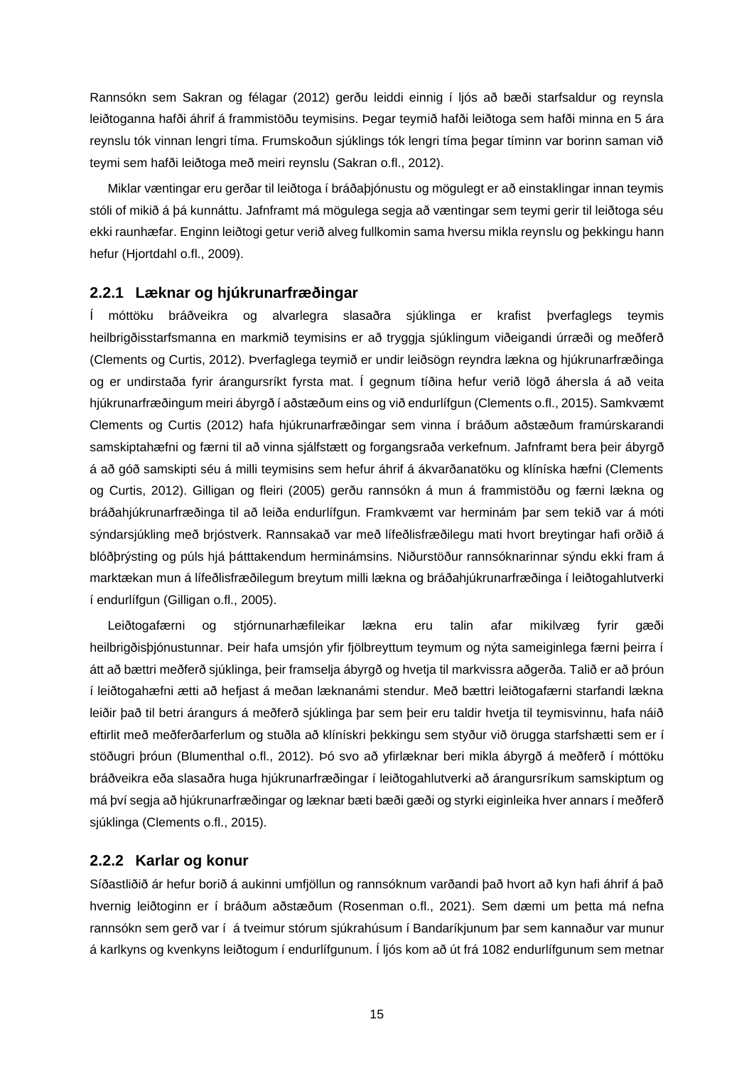Rannsókn sem Sakran og félagar (2012) gerðu leiddi einnig í ljós að bæði starfsaldur og reynsla leiðtoganna hafði áhrif á frammistöðu teymisins. Þegar teymið hafði leiðtoga sem hafði minna en 5 ára reynslu tók vinnan lengri tíma. Frumskoðun sjúklings tók lengri tíma þegar tíminn var borinn saman við teymi sem hafði leiðtoga með meiri reynslu (Sakran o.fl., 2012).

Miklar væntingar eru gerðar til leiðtoga í bráðaþjónustu og mögulegt er að einstaklingar innan teymis stóli of mikið á þá kunnáttu. Jafnframt má mögulega segja að væntingar sem teymi gerir til leiðtoga séu ekki raunhæfar. Enginn leiðtogi getur verið alveg fullkomin sama hversu mikla reynslu og þekkingu hann hefur (Hjortdahl o.fl., 2009).

### 2.2.1 Læknar og hjúkrunarfræðingar

Í móttöku bráðveikra og alvarlegra slasaðra sjúklinga er krafist þverfaglegs teymis heilbrigðisstarfsmanna en markmið teymisins er að tryggja sjúklingum viðeigandi úrræði og meðferð (Clements og Curtis, 2012). Þverfaglega teymið er undir leiðsögn reyndra lækna og hjúkrunarfræðinga og er undirstaða fyrir árangursríkt fyrsta mat. Í gegnum tíðina hefur verið lögð áhersla á að veita hjúkrunarfræðingum meiri ábyrgð í aðstæðum eins og við endurlífgun (Clements o.fl., 2015). Samkvæmt Clements og Curtis (2012) hafa hjúkrunarfræðingar sem vinna í bráðum aðstæðum framúrskarandi samskiptahæfni og færni til að vinna sjálfstætt og forgangsraða verkefnum. Jafnframt bera þeir ábyrgð á að góð samskipti séu á milli teymisins sem hefur áhrif á ákvarðanatöku og klíníska hæfni (Clements og Curtis, 2012). Gilligan og fleiri (2005) gerðu rannsókn á mun á frammistöðu og færni lækna og bráðahjúkrunarfræðinga til að leiða endurlífgun. Framkvæmt var hermináм þar sem tekið var á móti sýndarsjúkling með brjóstverk. Rannsakað var með lífeðlisfræðilegu mati hvort breytingar hafi orðið á blóðþrýsting og púls hjá þátttakendum hermináмsins. Niðurstöður rannsóknarinnar sýndu ekki fram á marktækan mun á lífeðlisfræðilegum breytum milli lækna og bráðahjúkrunarfræðinga í leiðtogahlutverki í endurlífgun (Gilligan o.fl., 2005).

Leiðtogafærni og stjórnunarhæfileikar lækna eru talin afar mikilvæg fyrir gæði heilbrigðisþjónustunnar. Þeir hafa umsjón yfir fjölbreyttum teymum og nýta sameiginlega færni þeirra í átt að bættri meðferð sjúklinga, þeir framselja ábyrgð og hvetja til markvissra aðgerða. Talið er að þróun í leiðtogahæfni ætti að hefjast á meðan læknanámi stendur. Með bættri leiðtogafærni starfandi lækna leiðir það til betri árangurs á meðferð sjúklinga þar sem þeir eru taldir hvetja til teymisvinnu, hafa náið eftirlit með meðferðarferlum og stuðla að klínískri þekkingu sem styður við örugga starfshætti sem er í stöðugri þróun (Blumenthal o.fl., 2012). Þó svo að yfirlæknar beri mikla ábyrgð á meðferð í móttöku bráðveikra eða slasaðra huga hjúkrunarfræðingar í leiðtogahlutverki að árangursríkum samskiptum og má því segja að hjúkrunarfræðingar og læknar bæti bæði gæði og styrki eiginleika hver annars í meðferð sjúklinga (Clements o.fl., 2015).

### 2.2.2 Karlar og konur

Síðastliðið ár hefur borið á aukinni umfjöllun og rannsóknum varðandi það hvort að kyn hafi áhrif á það hvernig leiðtoginn er í bráðum aðstæðum (Rosenman o.fl., 2021). Sem dæmi um þetta má nefna rannsókn sem gerð var í á tveimur stórum sjúkrahúsum í Bandaríkjunum þar sem kannaður var munur á karlkyns og kvenkyns leiðtogum í endurlífgunum. Í ljós kom að út frá 1082 endurlífgunum sem metnar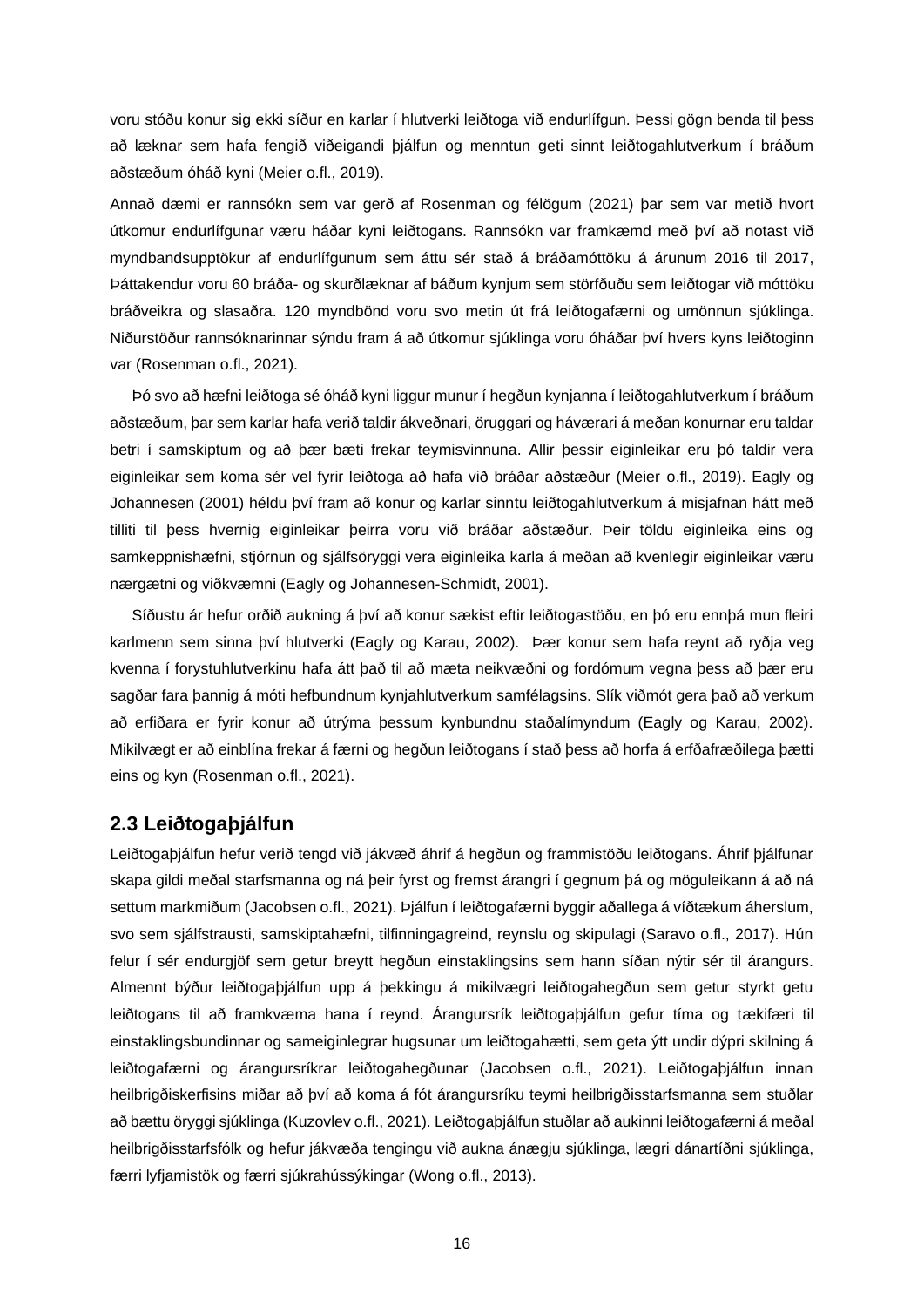voru stóðu konur sig ekki síður en karlar í hlutverki leiðtoga við endurlífgun. Þessi gögn benda til þess að læknar sem hafa fengið viðeigandi þjálfun og menntun geti sinnt leiðtogahlutverkum í bráðum aðstæðum óháð kyni (Meier o.fl., 2019).

Annað dæmi er rannsókn sem var gerð af Rosenman og félögum (2021) þar sem var metið hvort útkomur endurlífgunar væru háðar kyni leiðtogans. Rannsókn var framkæmd með því að notast við myndbandsupptökur af endurlífgunum sem áttu sér stað á bráðamóttöku á árunum 2016 til 2017, Þáttakendur voru 60 bráða- og skurðlæknar af báðum kynjum sem störfðuðu sem leiðtogar við móttöku bráðveikra og slasaðra. 120 myndbönd voru svo metin út frá leiðtogafærni og umönnun sjúklinga. Niðurstöður rannsóknarinnar sýndu fram á að útkomur sjúklinga voru óháðar því hvers kyns leiðtoginn var (Rosenman o.fl., 2021).

Þó svo að hæfni leiðtoga sé óháð kyni liggur munur í hegðun kynjanna í leiðtogahlutverkum í bráðum aðstæðum, þar sem karlar hafa verið taldir ákveðnari, öruggari og háværari á meðan konurnar eru taldar betri í samskiptum og að þær bæti frekar teymisvinnuna. Allir þessir eiginleikar eru þó taldir vera eiginleikar sem koma sér vel fyrir leiðtoga að hafa við bráðar aðstæður (Meier o.fl., 2019). Eagly og Johannesen (2001) héldu því fram að konur og karlar sinntu leiðtogahlutverkum á misjafnan hátt með tilliti til þess hvernig eiginleikar þeirra voru við bráðar aðstæður. Þeir töldu eiginleika eins og samkeppnishæfni, stjórnun og sjálfsöryggi vera eiginleika karla á meðan að kvenlegir eiginleikar væru nærgætni og viðkvæmni (Eagly og Johannesen-Schmidt, 2001).

Síðustu ár hefur orðið aukning á því að konur sækist eftir leiðtogastöðu, en þó eru ennþá mun fleiri karlmenn sem sinna því hlutverki (Eagly og Karau, 2002).  Þær konur sem hafa reynt að ryðja veg kvenna í forystuhlutverkinu hafa átt það til að mæta neikvæðni og fordómum vegna þess að þær eru sagðar fara þannig á móti hefbundnum kynjahlutverkum samfélagsins. Slík viðmót gera það að verkum að erfiðara er fyrir konur að útrýma þessum kynbundnu staðalímyndum (Eagly og Karau, 2002). Mikilvægt er að einblína frekar á færni og hegðun leiðtogans í stað þess að horfa á erfðafræðilega þætti eins og kyn (Rosenman o.fl., 2021).

## 2.3 Leiðtogaþjálfun

Leiðtogaþjálfun hefur verið tengd við jákvæð áhrif á hegðun og frammistöðu leiðtogans. Áhrif þjálfunar skapa gildi meðal starfsmanna og ná þeir fyrst og fremst árangri í gegnum þá og möguleikann á að ná settum markmiðum (Jacobsen o.fl., 2021). Þjálfun í leiðtogafærni byggir aðallega á víðtækum áherslum, svo sem sjálfstrausti, samskiptahæfni, tilfinningagreind, reynslu og skipulagi (Saravo o.fl., 2017). Hún felur í sér endurgjöf sem getur breytt hegðun einstaklingsins sem hann síðan nýtir sér til árangurs. Almennt býður leiðtogaþjálfun upp á þekkingu á mikilvægri leiðtogahegðun sem getur styrkt getu leiðtogans til að framkvæma hana í reynd. Árangursrík leiðtogaþjálfun gefur tíma og tækifæri til einstaklingsbundinnar og sameiginlegrar hugsunar um leiðtogahætti, sem geta ýtt undir dýpri skilning á leiðtogafærni og árangursríkrar leiðtogahegðunar (Jacobsen o.fl., 2021). Leiðtogaþjálfun innan heilbrigðiskerfisins miðar að því að koma á fót árangursríku teymi heilbrigðisstarfsmanna sem stuðlar að bættu öryggi sjúklinga (Kuzovlev o.fl., 2021). Leiðtogaþjálfun stuðlar að aukinni leiðtogafærni á meðal heilbrigðisstarfsfólk og hefur jákvæða tengingu við aukna ánægju sjúklinga, lægri dánartíðni sjúklinga, færri lyfjamistök og færri sjúkrahússýkingar (Wong o.fl., 2013).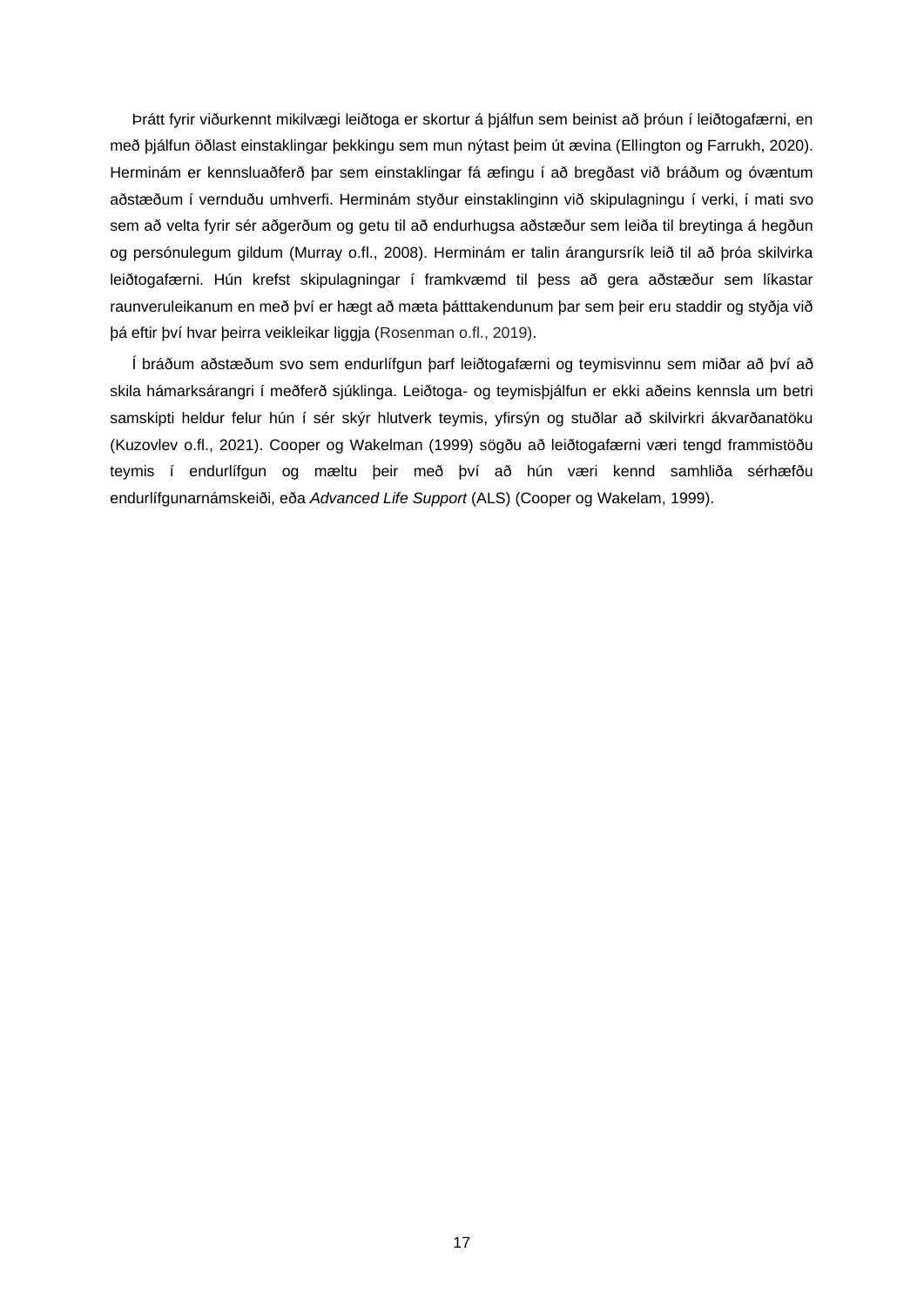Þrátt fyrir viðurkennt mikilvægi leiðtoga er skortur á þjálfun sem beinist að þróun í leiðtogafærni, en með þjálfun öðlast einstaklingar þekkingu sem mun nýtast þeim út ævina (Ellington og Farrukh, 2020). Herminám er kennsluaðferð þar sem einstaklingar fá æfingu í að bregðast við bráðum og óvæntum aðstæðum í vernduðu umhverfi. Herminám styður einstaklinginn við skipulagningu í verki, í mati svo sem að velta fyrir sér aðgerðum og getu til að endurhugsa aðstæður sem leiða til breytinga á hegðun og persónulegum gildum (Murray o.fl., 2008). Herminám er talin árangursrík leið til að þróa skilvirka leiðtogafærni. Hún krefst skipulagningar í framkvæmd til þess að gera aðstæður sem líkastar raunveruleikanum en með því er hægt að mæta þátttakendunum þar sem þeir eru staddir og styðja við þá eftir því hvar þeirra veikleikar liggja (Rosenman o.fl., 2019).

Í bráðum aðstæðum svo sem endurlífgun þarf leiðtogafærni og teymisvinnu sem miðar að því að skila hámarksárangri í meðferð sjúklinga. Leiðtoga- og teymisþjálfun er ekki aðeins kennsla um betri samskipti heldur felur hún í sér skýr hlutverk teymis, yfirsýn og stuðlar að skilvirkri ákvarðanatöku (Kuzovlev o.fl., 2021). Cooper og Wakelman (1999) sögðu að leiðtogafærni væri tengd frammistöðu teymis í endurlífgun og mæltu þeir með því að hún væri kennd samhliða sérhæfðu endurlífgunarnámskeiði, eða *Advanced Life Support* (ALS) (Cooper og Wakelam, 1999).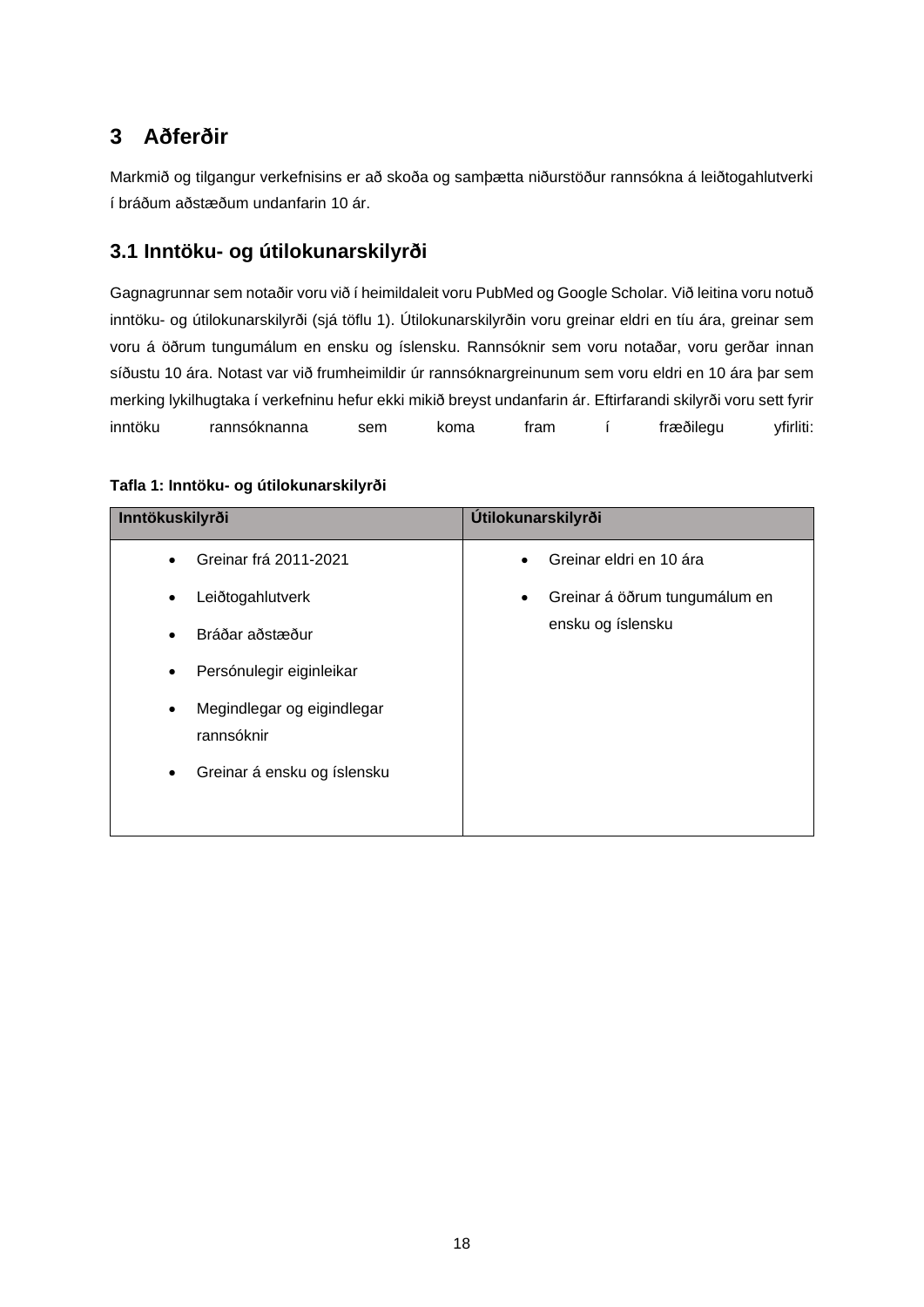# 3 Aðferðir

Markmið og tilgangur verkefnisins er að skoða og samþætta niðurstöður rannsókna á leiðtogahlutverki í bráðum aðstæðum undanfarin 10 ár.

## 3.1 Inntöku- og útilokunarskilyrði

Gagnagrunnar sem notaðir voru við í heimildaleit voru PubMed og Google Scholar. Við leitina voru notuð inntöku- og útilokunarskilyrði (sjá töflu 1). Útilokunarskilyrðin voru greinar eldri en tíu ára, greinar sem voru á öðrum tungumálum en ensku og íslensku. Rannsóknir sem voru notaðar, voru gerðar innan síðustu 10 ára. Notast var við frumheimildir úr rannsóknargreinunum sem voru eldri en 10 ára þar sem merking lykilhugtaka í verkefninu hefur ekki mikið breyst undanfarin ár. Eftirfarandi skilyrði voru sett fyrir inntöku rannsóknanna sem koma fram í fræðilegu yfirliti:

**Tafla 1: Inntöku- og útilokunarskilyrði**

| Inntökuskilyrði | Útilokunarskilyrði |
|---|---|
| • Greinar frá 2011-2021<br>• Leiðtogahlutverk<br>• Bráðar aðstæður<br>• Persónulegir eiginleikar<br>• Megindlegar og eigindlegar rannsóknir<br>• Greinar á ensku og íslensku | • Greinar eldri en 10 ára<br>• Greinar á öðrum tungumálum en ensku og íslensku |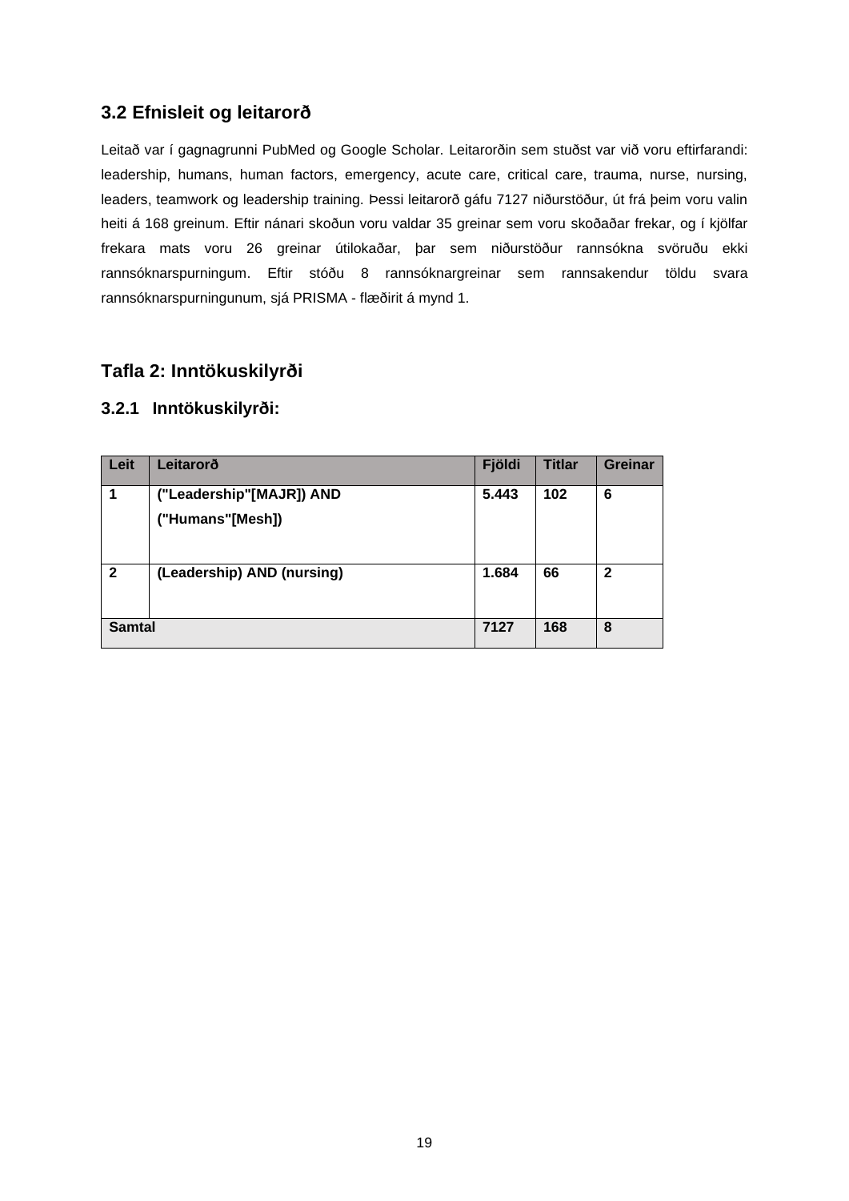## 3.2 Efnisleit og leitarorð

Leitað var í gagnagrunni PubMed og Google Scholar. Leitarorðin sem stuðst var við voru eftirfarandi: leadership, humans, human factors, emergency, acute care, critical care, trauma, nurse, nursing, leaders, teamwork og leadership training. Þessi leitarorð gáfu 7127 niðurstöður, út frá þeim voru valin heiti á 168 greinum. Eftir nánari skoðun voru valdar 35 greinar sem voru skoðaðar frekar, og í kjölfar frekara mats voru 26 greinar útilokaðar, þar sem niðurstöður rannsókna svöruðu ekki rannsóknarspurningum. Eftir stóðu 8 rannsóknargreinar sem rannsakendur töldu svara rannsóknarspurningunum, sjá PRISMA - flæðirit á mynd 1.

## Tafla 2: Inntökuskilyrði

### 3.2.1 Inntökuskilyrði:

| Leit | Leitarorð | Fjöldi | Titlar | Greinar |
|---|---|---|---|---|
| **1** | **("Leadership"[MAJR]) AND ("Humans"[Mesh])** | **5.443** | **102** | **6** |
| **2** | **(Leadership) AND (nursing)** | **1.684** | **66** | **2** |
| **Samtal** | | **7127** | **168** | **8** |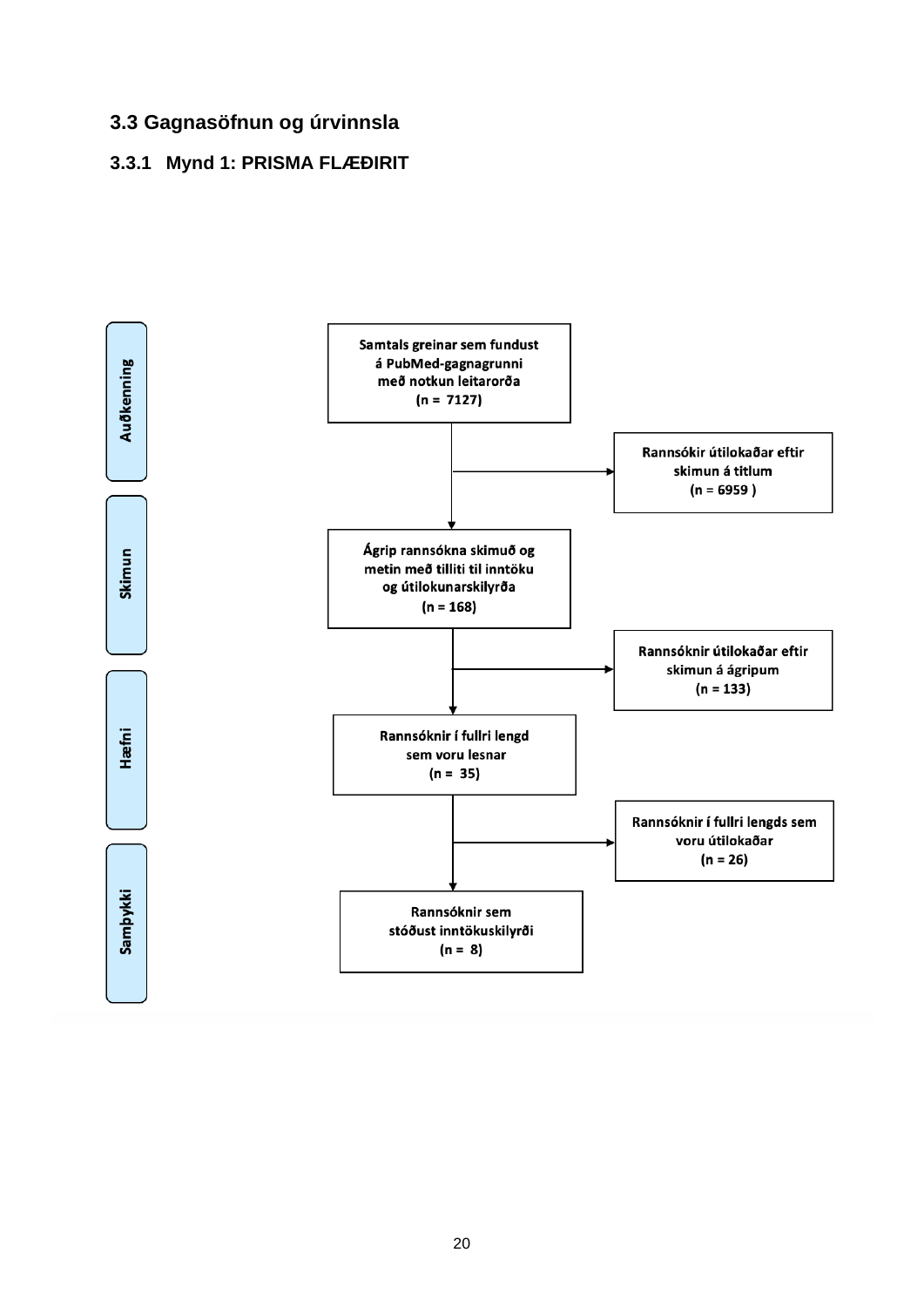## 3.3 Gagnasöfnun og úrvinnsla

### 3.3.1 Mynd 1: PRISMA FLÆÐIRIT

**Auðkenning**

Samtals greinar sem fundust á PubMed-gagnagrunni með notkun leitarorða (n = 7127)

→ Rannsókir útilokaðar eftir skimun á titlum (n = 6959 )

**Skimun**

Ágrip rannsókna skimuð og metin með tilliti til inntöku og útilokunarskilyrða (n = 168)

→ Rannsóknir útilokaðar eftir skimun á ágripum (n = 133)

**Hæfni**

Rannsóknir í fullri lengd sem voru lesnar (n = 35)

→ Rannsóknir í fullri lengds sem voru útilokaðar (n = 26)

**Samþykki**

Rannsóknir sem stóðust inntökuskilyrði (n = 8)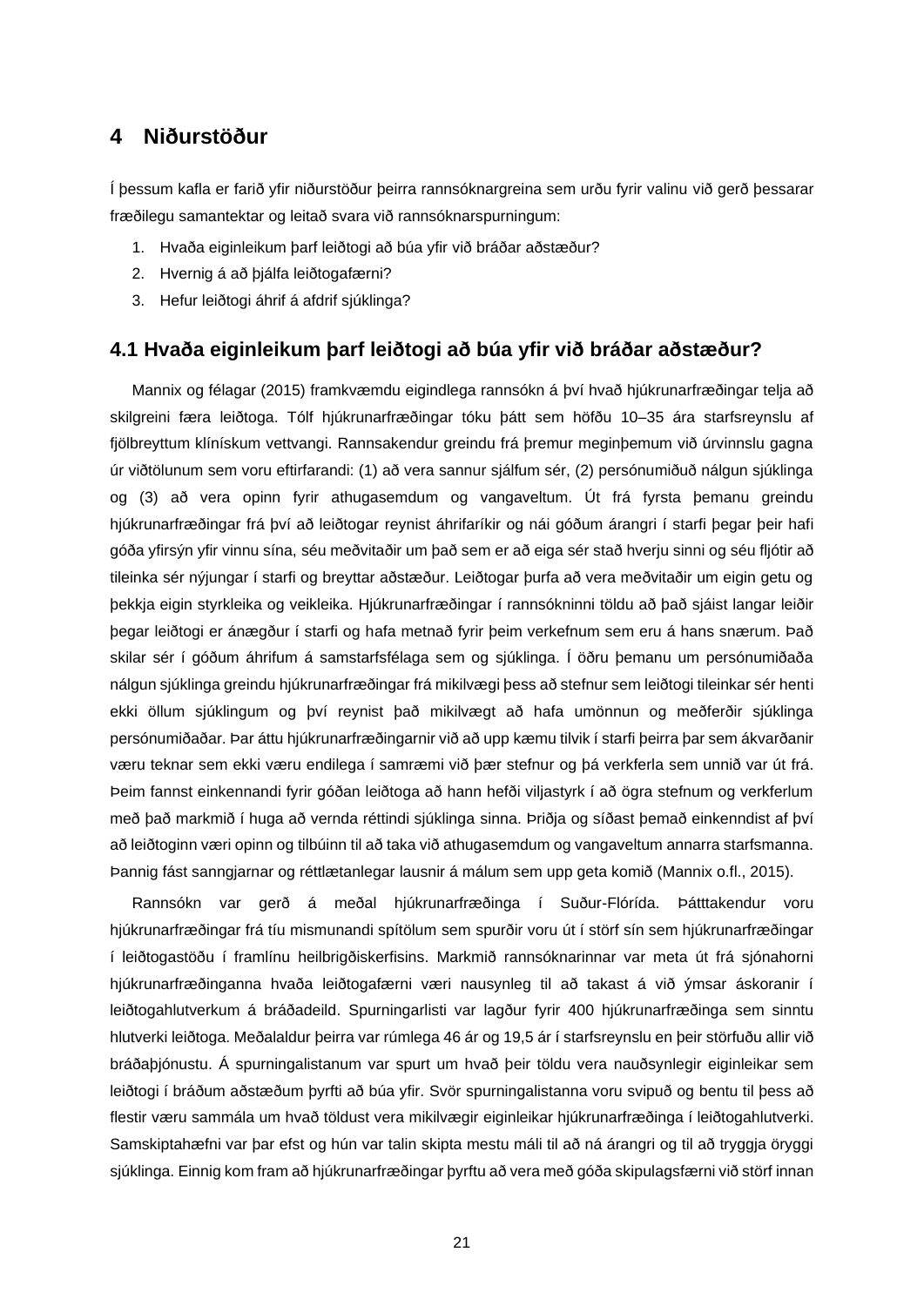# 4 Niðurstöður

Í þessum kafla er farið yfir niðurstöður þeirra rannsóknargreina sem urðu fyrir valinu við gerð þessarar fræðilegu samantektar og leitað svara við rannsóknarspurningum:

1. Hvaða eiginleikum þarf leiðtogi að búa yfir við bráðar aðstæður?
2. Hvernig á að þjálfa leiðtogafærni?
3. Hefur leiðtogi áhrif á afdrif sjúklinga?

## 4.1 Hvaða eiginleikum þarf leiðtogi að búa yfir við bráðar aðstæður?

Mannix og félagar (2015) framkvæmdu eigindlega rannsókn á því hvað hjúkrunarfræðingar telja að skilgreini færa leiðtoga. Tólf hjúkrunarfræðingar tóku þátt sem höfðu 10–35 ára starfsreynslu af fjölbreyttum klínískum vettvangi. Rannsakendur greindu frá þremur meginþemum við úrvinnslu gagna úr viðtölunum sem voru eftirfarandi: (1) að vera sannur sjálfum sér, (2) persónumiðuð nálgun sjúklinga og (3) að vera opinn fyrir athugasemdum og vangaveltum. Út frá fyrsta þemanu greindu hjúkrunarfræðingar frá því að leiðtogar reynist áhrifaríkir og nái góðum árangri í starfi þegar þeir hafi góða yfirsýn yfir vinnu sína, séu meðvitaðir um það sem er að eiga sér stað hverju sinni og séu fljótir að tileinka sér nýjungar í starfi og breyttar aðstæður. Leiðtogar þurfa að vera meðvitaðir um eigin getu og þekkja eigin styrkleika og veikleika. Hjúkrunarfræðingar í rannsókninni töldu að það sjáist langar leiðir þegar leiðtogi er ánægður í starfi og hafa metnað fyrir þeim verkefnum sem eru á hans snærum. Það skilar sér í góðum áhrifum á samstarfsfélaga sem og sjúklinga. Í öðru þemanu um persónumiðaða nálgun sjúklinga greindu hjúkrunarfræðingar frá mikilvægi þess að stefnur sem leiðtogi tileinkar sér henti ekki öllum sjúklingum og því reynist það mikilvægt að hafa umönnun og meðferðir sjúklinga persónumiðaðar. Þar áttu hjúkrunarfræðingarnir við að upp kæmu tilvik í starfi þeirra þar sem ákvarðanir væru teknar sem ekki væru endilega í samræmi við þær stefnur og þá verkferla sem unnið var út frá. Þeim fannst einkennandi fyrir góðan leiðtoga að hann hefði viljastyrk í að ögra stefnum og verkferlum með það markmið í huga að vernda réttindi sjúklinga sinna. Þriðja og síðast þemað einkenndist af því að leiðtoginn væri opinn og tilbúinn til að taka við athugasemdum og vangaveltum annarra starfsmanna. Þannig fást sanngjarnar og réttlætanlegar lausnir á málum sem upp geta komið (Mannix o.fl., 2015).

Rannsókn var gerð á meðal hjúkrunarfræðinga í Suður-Flórída. Þátttakendur voru hjúkrunarfræðingar frá tíu mismunandi spítölum sem spurðir voru út í störf sín sem hjúkrunarfræðingar í leiðtogastöðu í framlínu heilbrigðiskerfisins. Markmið rannsóknarinnar var meta út frá sjónahorni hjúkrunarfræðinganna hvaða leiðtogafærni væri nausynleg til að takast á við ýmsar áskoranir í leiðtogahlutverkum á bráðadeild. Spurningarlisti var lagður fyrir 400 hjúkrunarfræðinga sem sinntu hlutverki leiðtoga. Meðalaldur þeirra var rúmlega 46 ár og 19,5 ár í starfsreynslu en þeir störfuðu allir við bráðaþjónustu. Á spurningalistanum var spurt um hvað þeir töldu vera nauðsynlegir eiginleikar sem leiðtogi í bráðum aðstæðum þyrfti að búa yfir. Svör spurningalistanna voru svipuð og bentu til þess að flestir væru sammála um hvað töldust vera mikilvægir eiginleikar hjúkrunarfræðinga í leiðtogahlutverki. Samskiptahæfni var þar efst og hún var talin skipta mestu máli til að ná árangri og til að tryggja öryggi sjúklinga. Einnig kom fram að hjúkrunarfræðingar þyrftu að vera með góða skipulagsfærni við störf innan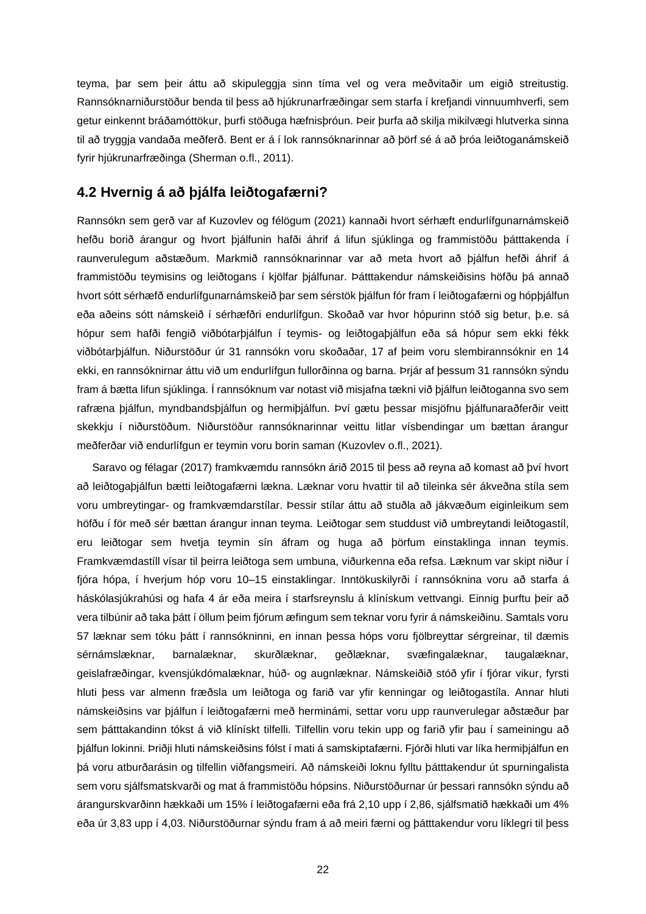teyma, þar sem þeir áttu að skipuleggja sinn tíma vel og vera meðvitaðir um eigið streitustig. Rannsóknarniðurstöður benda til þess að hjúkrunarfræðingar sem starfa í krefjandi vinnuumhverfi, sem getur einkennt bráðamóttökur, þurfi stöðuga hæfnisþróun. Þeir þurfa að skilja mikilvægi hlutverka sinna til að tryggja vandaða meðferð. Bent er á í lok rannsóknarinnar að þörf sé á að þróa leiðtoganámskeið fyrir hjúkrunarfræðinga (Sherman o.fl., 2011).

## 4.2 Hvernig á að þjálfa leiðtogafærni?

Rannsókn sem gerð var af Kuzovlev og félögum (2021) kannaði hvort sérhæft endurlífgunarnámskeið hefðu borið árangur og hvort þjálfunin hafði áhrif á lifun sjúklinga og frammistöðu þátttakenda í raunverulegum aðstæðum. Markmið rannsóknarinnar var að meta hvort að þjálfun hefði áhrif á frammistöðu teymisins og leiðtogans í kjölfar þjálfunar. Þátttakendur námskeiðisins höfðu þá annað hvort sótt sérhæfð endurlífgunarnámskeið þar sem sérstök þjálfun fór fram í leiðtogafærni og hópþjálfun eða aðeins sótt námskeið í sérhæfðri endurlífgun. Skoðað var hvor hópurinn stóð sig betur, þ.e. sá hópur sem hafði fengið viðbótarþjálfun í teymis- og leiðtogaþjálfun eða sá hópur sem ekki fékk viðbótarþjálfun. Niðurstöður úr 31 rannsókn voru skoðaðar, 17 af þeim voru slembirannsóknir en 14 ekki, en rannsóknirnar áttu við um endurlífgun fullorðinna og barna. Þrjár af þessum 31 rannsókn sýndu fram á bætta lifun sjúklinga. Í rannsóknum var notast við misjafna tækni við þjálfun leiðtoganna svo sem rafræna þjálfun, myndbandsþjálfun og hermiþjálfun. Því gætu þessar misjöfnu þjálfunaraðferðir veitt skekkju í niðurstöðum. Niðurstöður rannsóknarinnar veittu litlar vísbendingar um bættan árangur meðferðar við endurlífgun er teymin voru borin saman (Kuzovlev o.fl., 2021).

Saravo og félagar (2017) framkvæmdu rannsókn árið 2015 til þess að reyna að komast að því hvort að leiðtogaþjálfun bætti leiðtogafærni lækna. Læknar voru hvattir til að tileinka sér ákveðna stíla sem voru umbreytingar- og framkvæmdarstílar. Þessir stílar áttu að stuðla að jákvæðum eiginleikum sem höfðu í för með sér bættan árangur innan teyma. Leiðtogar sem studdust við umbreytandi leiðtogastíl, eru leiðtogar sem hvetja teymin sín áfram og huga að þörfum einstaklinga innan teymis. Framkvæmdastíll vísar til þeirra leiðtoga sem umbuna, viðurkenna eða refsa. Læknum var skipt niður í fjóra hópa, í hverjum hóp voru 10–15 einstaklingar. Inntökuskilyrði í rannsóknina voru að starfa á háskólasjúkrahúsi og hafa 4 ár eða meira í starfsreynslu á klínískum vettvangi. Einnig þurftu þeir að vera tilbúnir að taka þátt í öllum þeim fjórum æfingum sem teknar voru fyrir á námskeiðinu. Samtals voru 57 læknar sem tóku þátt í rannsókninni, en innan þessa hóps voru fjölbreyttar sérgreinar, til dæmis sérnámslæknar, barnalæknar, skurðlæknar, geðlæknar, svæfingalæknar, taugalæknar, geislafræðingar, kvensjúkdómalæknar, húð- og augnlæknar. Námskeiðið stóð yfir í fjórar vikur, fyrsti hluti þess var almenn fræðsla um leiðtoga og farið var yfir kenningar og leiðtogastíla. Annar hluti námskeiðsins var þjálfun í leiðtogafærni með herminámi, settar voru upp raunverulegar aðstæður þar sem þátttakandinn tókst á við klínískt tilfelli. Tilfellin voru tekin upp og farið yfir þau í sameiningu að þjálfun lokinni. Þriðji hluti námskeiðsins fólst í mati á samskiptafærni. Fjórði hluti var líka hermiþjálfun en þá voru atburðarásin og tilfellin viðfangsmeiri. Að námskeiði loknu fylltu þátttakendur út spurningalista sem voru sjálfsmatskvarði og mat á frammistöðu hópsins. Niðurstöðurnar úr þessari rannsókn sýndu að árangurskvarðinn hækkaði um 15% í leiðtogafærni eða frá 2,10 upp í 2,86, sjálfsmatið hækkaði um 4% eða úr 3,83 upp í 4,03. Niðurstöðurnar sýndu fram á að meiri færni og þátttakendur voru líklegri til þess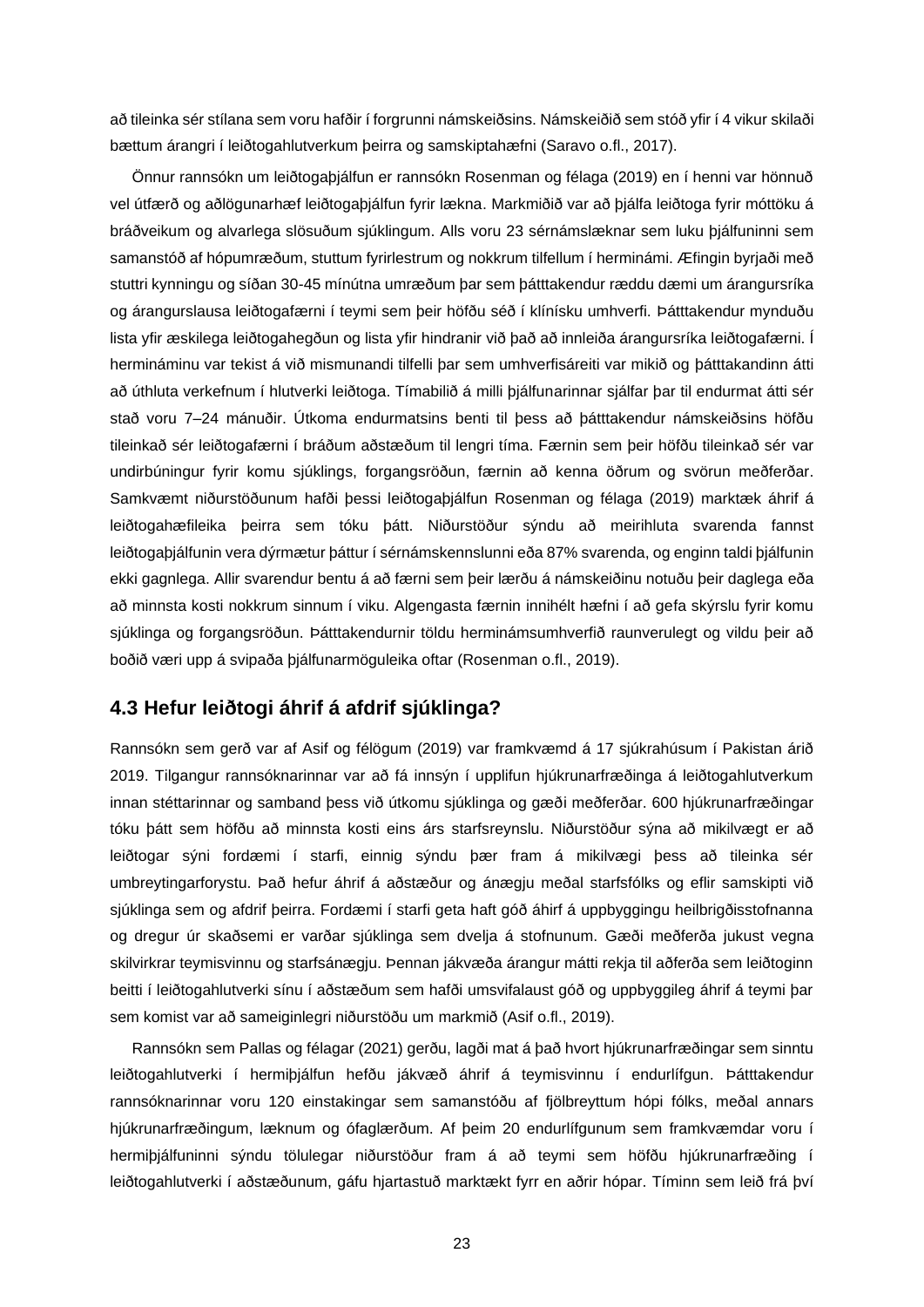að tileinka sér stílana sem voru hafðir í forgrunni námskeiðsins. Námskeiðið sem stóð yfir í 4 vikur skilaði bættum árangri í leiðtogahlutverkum þeirra og samskiptahæfni (Saravo o.fl., 2017).

Önnur rannsókn um leiðtogaþjálfun er rannsókn Rosenman og félaga (2019) en í henni var hönnuð vel útfærð og aðlögunarhæf leiðtogaþjálfun fyrir lækna. Markmiðið var að þjálfa leiðtoga fyrir móttöku á bráðveikum og alvarlega slösuðum sjúklingum. Alls voru 23 sérnámslæknar sem luku þjálfuninni sem samanstóð af hópumræðum, stuttum fyrirlestrum og nokkrum tilfellum í hermináámi. Æfingin byrjaði með stuttri kynningu og síðan 30-45 mínútna umræðum þar sem þátttakendur ræddu dæmi um árangursríka og árangurslausa leiðtogafærni í teymi sem þeir höfðu séð í klínísku umhverfi. Þátttakendur mynduðu lista yfir æskilega leiðtogahegðun og lista yfir hindranir við það að innleiða árangursríka leiðtogafærni. Í hermináminu var tekist á við mismunandi tilfelli þar sem umhverfisáreiti var mikið og þátttakandinn átti að úthluta verkefnum í hlutverki leiðtoga. Tímabilið á milli þjálfunarinnar sjálfar þar til endurmat átti sér stað voru 7–24 mánuðir. Útkoma endurmatsins benti til þess að þátttakendur námskeiðsins höfðu tileinkað sér leiðtogafærni í bráðum aðstæðum til lengri tíma. Færnin sem þeir höfðu tileinkað sér var undirbúningur fyrir komu sjúklings, forgangsröðun, færnin að kenna öðrum og svörun meðferðar. Samkvæmt niðurstöðunum hafði þessi leiðtogaþjálfun Rosenman og félaga (2019) marktæk áhrif á leiðtogahæfileika þeirra sem tóku þátt. Niðurstöður sýndu að meirihluta svarenda fannst leiðtogaþjálfunin vera dýrmætur þáttur í sérnámskennslunni eða 87% svarenda, og enginn taldi þjálfunin ekki gagnlega. Allir svarendur bentu á að færni sem þeir lærðu á námskeiðinu notuðu þeir daglega eða að minnsta kosti nokkrum sinnum í viku. Algengasta færnin innihélt hæfni í að gefa skýrslu fyrir komu sjúklinga og forgangsröðun. Þátttakendurnir töldu herminámsumhverfið raunverulegt og vildu þeir að boðið væri upp á svipaða þjálfunarmöguleika oftar (Rosenman o.fl., 2019).

## 4.3 Hefur leiðtogi áhrif á afdrif sjúklinga?

Rannsókn sem gerð var af Asif og félögum (2019) var framkvæmd á 17 sjúkrahúsum í Pakistan árið 2019. Tilgangur rannsóknarinnar var að fá innsýn í upplifun hjúkrunarfræðinga á leiðtogahlutverkum innan stéttarinnar og samband þess við útkomu sjúklinga og gæði meðferðar. 600 hjúkrunarfræðingar tóku þátt sem höfðu að minnsta kosti eins árs starfsreynslu. Niðurstöður sýna að mikilvægt er að leiðtogar sýni fordæmi í starfi, einnig sýndu þær fram á mikilvægi þess að tileinka sér umbreytingarforystu. Það hefur áhrif á aðstæður og ánægju meðal starfsfólks og eflir samskipti við sjúklinga sem og afdrif þeirra. Fordæmi í starfi geta haft góð áhirf á uppbyggingu heilbrigðisstofnanna og dregur úr skaðsemi er varðar sjúklinga sem dvelja á stofnunum. Gæði meðferða jukust vegna skilvirkrar teymisvinnu og starfsánægju. Þennan jákvæða árangur mátti rekja til aðferða sem leiðtoginn beitti í leiðtogahlutverki sínu í aðstæðum sem hafði umsvifalaust góð og uppbyggileg áhrif á teymi þar sem komist var að sameiginlegri niðurstöðu um markmið (Asif o.fl., 2019).

Rannsókn sem Pallas og félagar (2021) gerðu, lagði mat á það hvort hjúkrunarfræðingar sem sinntu leiðtogahlutverki í hermiþjálfun hefðu jákvæð áhrif á teymisvinnu í endurlífgun. Þátttakendur rannsóknarinnar voru 120 einstakingar sem samanstóðu af fjölbreyttum hópi fólks, meðal annars hjúkrunarfræðingum, læknum og ófaglærðum. Af þeim 20 endurlífgunum sem framkvæmdar voru í hermiþjálfuninni sýndu tölulegar niðurstöður fram á að teymi sem höfðu hjúkrunarfræðing í leiðtogahlutverki í aðstæðunum, gáfu hjartastuð marktækt fyrr en aðrir hópar. Tíminn sem leið frá því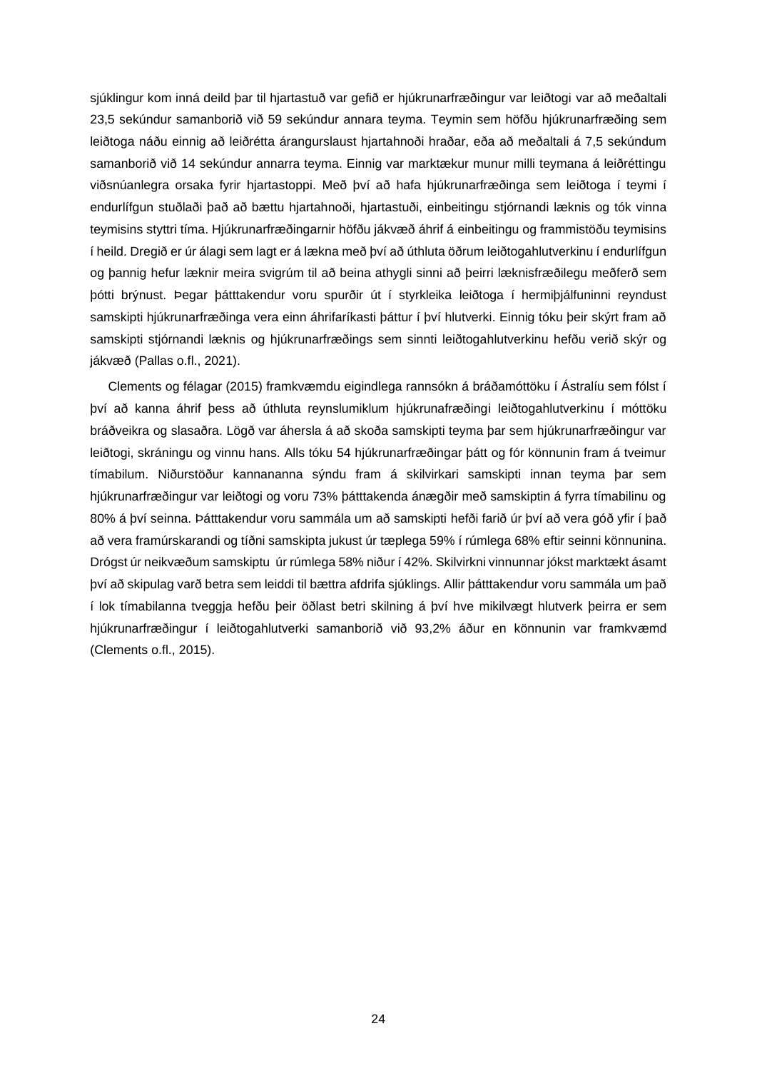sjúklingur kom inná deild þar til hjartastuð var gefið er hjúkrunarfræðingur var leiðtogi var að meðaltali 23,5 sekúndur samanborið við 59 sekúndur annara teyma. Teymin sem höfðu hjúkrunarfræðing sem leiðtoga náðu einnig að leiðrétta árangurslaust hjartahnoði hraðar, eða að meðaltali á 7,5 sekúndum samanborið við 14 sekúndur annarra teyma. Einnig var marktækur munur milli teymana á leiðréttingu viðsnúanlegra orsaka fyrir hjartastoppi. Með því að hafa hjúkrunarfræðinga sem leiðtoga í teymi í endurlífgun stuðlaði það að bættu hjartahnoði, hjartastuði, einbeitingu stjórnandi læknis og tók vinna teymisins styttri tíma. Hjúkrunarfræðingarnir höfðu jákvæð áhrif á einbeitingu og frammistöðu teymisins í heild. Dregið er úr álagi sem lagt er á lækna með því að úthluta öðrum leiðtogahlutverkinu í endurlífgun og þannig hefur læknir meira svigrúm til að beina athygli sinni að þeirri læknisfræðilegu meðferð sem þótti brýnust. Þegar þátttakendur voru spurðir út í styrkleika leiðtoga í hermiþjálfuninni reyndust samskipti hjúkrunarfræðinga vera einn áhrifaríkasti þáttur í því hlutverki. Einnig tóku þeir skýrt fram að samskipti stjórnandi læknis og hjúkrunarfræðings sem sinnti leiðtogahlutverkinu hefðu verið skýr og jákvæð (Pallas o.fl., 2021).

Clements og félagar (2015) framkvæmdu eigindlega rannsókn á bráðamóttöku í Ástralíu sem fólst í því að kanna áhrif þess að úthluta reynslumiklum hjúkrunafræðingi leiðtogahlutverkinu í móttöku bráðveikra og slasaðra. Lögð var áhersla á að skoða samskipti teyma þar sem hjúkrunarfræðingur var leiðtogi, skráningu og vinnu hans. Alls tóku 54 hjúkrunarfræðingar þátt og fór könnunin fram á tveimur tímabilum. Niðurstöður kannananna sýndu fram á skilvirkari samskipti innan teyma þar sem hjúkrunarfræðingur var leiðtogi og voru 73% þátttakenda ánægðir með samskiptin á fyrra tímabilinu og 80% á því seinna. Þátttakendur voru sammála um að samskipti hefði farið úr því að vera góð yfir í það að vera framúrskarandi og tíðni samskipta jukust úr tæplega 59% í rúmlega 68% eftir seinni könnunina. Drógst úr neikvæðum samskiptu úr rúmlega 58% niður í 42%. Skilvirkni vinnunnar jókst marktækt ásamt því að skipulag varð betra sem leiddi til bættra afdrifa sjúklings. Allir þátttakendur voru sammála um það í lok tímabilanna tveggja hefðu þeir öðlast betri skilning á því hve mikilvægt hlutverk þeirra er sem hjúkrunarfræðingur í leiðtogahlutverki samanborið við 93,2% áður en könnunin var framkvæmd (Clements o.fl., 2015).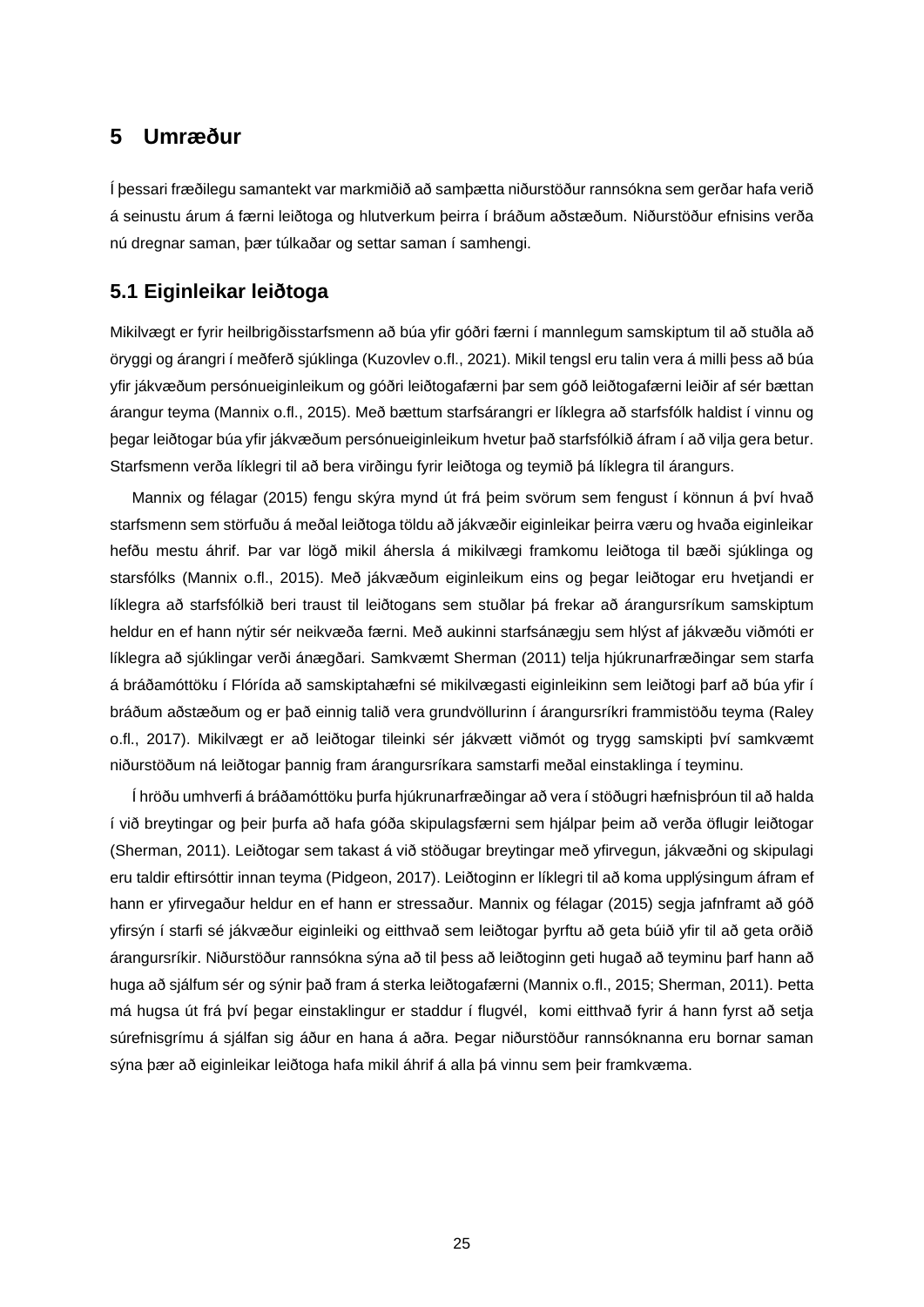# 5 Umræður

Í þessari fræðilegu samantekt var markmiðið að samþætta niðurstöður rannsókna sem gerðar hafa verið á seinustu árum á færni leiðtoga og hlutverkum þeirra í bráðum aðstæðum. Niðurstöður efnisins verða nú dregnar saman, þær túlkaðar og settar saman í samhengi.

## 5.1 Eiginleikar leiðtoga

Mikilvægt er fyrir heilbrigðisstarfsmenn að búa yfir góðri færni í mannlegum samskiptum til að stuðla að öryggi og árangri í meðferð sjúklinga (Kuzovlev o.fl., 2021). Mikil tengsl eru talin vera á milli þess að búa yfir jákvæðum persónueiginleikum og góðri leiðtogafærni þar sem góð leiðtogafærni leiðir af sér bættan árangur teyma (Mannix o.fl., 2015). Með bættum starfsárangri er líklegra að starfsfólk haldist í vinnu og þegar leiðtogar búa yfir jákvæðum persónueiginleikum hvetur það starfsfólkið áfram í að vilja gera betur. Starfsmenn verða líklegri til að bera virðingu fyrir leiðtoga og teymið þá líklegra til árangurs.

Mannix og félagar (2015) fengu skýra mynd út frá þeim svörum sem fengust í könnun á því hvað starfsmenn sem störfuðu á meðal leiðtoga töldu að jákvæðir eiginleikar þeirra væru og hvaða eiginleikar hefðu mestu áhrif. Þar var lögð mikil áhersla á mikilvægi framkomu leiðtoga til bæði sjúklinga og starsfólks (Mannix o.fl., 2015). Með jákvæðum eiginleikum eins og þegar leiðtogar eru hvetjandi er líklegra að starfsfólkið beri traust til leiðtogans sem stuðlar þá frekar að árangursríkum samskiptum heldur en ef hann nýtir sér neikvæða færni. Með aukinni starfsánægju sem hlýst af jákvæðu viðmóti er líklegra að sjúklingar verði ánægðari. Samkvæmt Sherman (2011) telja hjúkrunarfræðingar sem starfa á bráðamóttöku í Flórída að samskiptahæfni sé mikilvægasti eiginleikinn sem leiðtogi þarf að búa yfir í bráðum aðstæðum og er það einnig talið vera grundvöllurinn í árangursríkri frammistöðu teyma (Raley o.fl., 2017). Mikilvægt er að leiðtogar tileinki sér jákvætt viðmót og trygg samskipti því samkvæmt niðurstöðum ná leiðtogar þannig fram árangursríkara samstarfi meðal einstaklinga í teyminu.

Í hröðu umhverfi á bráðamóttöku þurfa hjúkrunarfræðingar að vera í stöðugri hæfnisþróun til að halda í við breytingar og þeir þurfa að hafa góða skipulagsfærni sem hjálpar þeim að verða öflugir leiðtogar (Sherman, 2011). Leiðtogar sem takast á við stöðugar breytingar með yfirvegun, jákvæðni og skipulagi eru taldir eftirsóttir innan teyma (Pidgeon, 2017). Leiðtoginn er líklegri til að koma upplýsingum áfram ef hann er yfirvegaður heldur en ef hann er stressaður. Mannix og félagar (2015) segja jafnframt að góð yfirsýn í starfi sé jákvæður eiginleiki og eitthvað sem leiðtogar þyrftu að geta búið yfir til að geta orðið árangursríkir. Niðurstöður rannsókna sýna að til þess að leiðtoginn geti hugað að teyminu þarf hann að huga að sjálfum sér og sýnir það fram á sterka leiðtogafærni (Mannix o.fl., 2015; Sherman, 2011). Þetta má hugsa út frá því þegar einstaklingur er staddur í flugvél, komi eitthvað fyrir á hann fyrst að setja súrefnisgrímu á sjálfan sig áður en hana á aðra. Þegar niðurstöður rannsóknanna eru bornar saman sýna þær að eiginleikar leiðtoga hafa mikil áhrif á alla þá vinnu sem þeir framkvæma.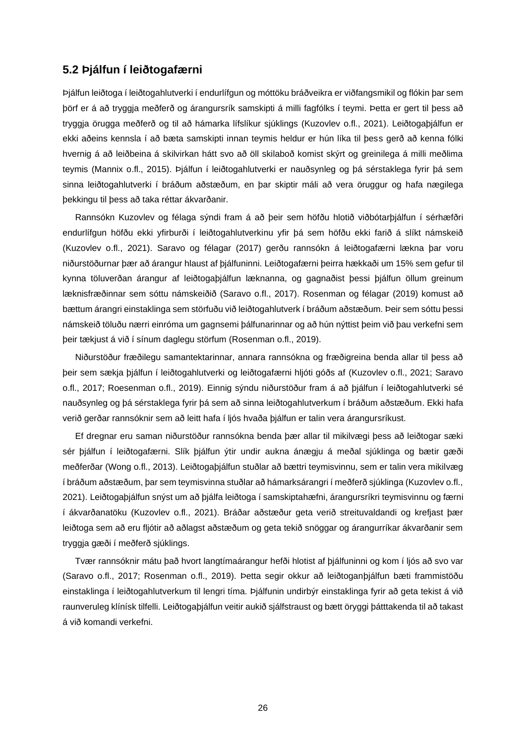## 5.2 Þjálfun í leiðtogafærni

Þjálfun leiðtoga í leiðtogahlutverki í endurlífgun og móttöku bráðveikra er viðfangsmikil og flókin þar sem þörf er á að tryggja meðferð og árangursrík samskipti á milli fagfólks í teymi. Þetta er gert til þess að tryggja örugga meðferð og til að hámarka lífslíkur sjúklings (Kuzovlev o.fl., 2021). Leiðtogaþjálfun er ekki aðeins kennsla í að bæta samskipti innan teymis heldur er hún líka til þess gerð að kenna fólki hvernig á að leiðbeina á skilvirkan hátt svo að öll skilaboð komist skýrt og greinilega á milli meðlima teymis (Mannix o.fl., 2015). Þjálfun í leiðtogahlutverki er nauðsynleg og þá sérstaklega fyrir þá sem sinna leiðtogahlutverki í bráðum aðstæðum, en þar skiptir máli að vera öruggur og hafa nægilega þekkingu til þess að taka réttar ákvarðanir.

Rannsókn Kuzovlev og félaga sýndi fram á að þeir sem höfðu hlotið viðbótarþjálfun í sérhæfðri endurlífgun höfðu ekki yfirburði í leiðtogahlutverkinu yfir þá sem höfðu ekki farið á slíkt námskeið (Kuzovlev o.fl., 2021). Saravo og félagar (2017) gerðu rannsókn á leiðtogafærni lækna þar voru niðurstöðurnar þær að árangur hlaust af þjálfuninni. Leiðtogafærni þeirra hækkaði um 15% sem gefur til kynna töluverðan árangur af leiðtogaþjálfun læknanna, og gagnaðist þessi þjálfun öllum greinum læknisfræðinnar sem sóttu námskeiðið (Saravo o.fl., 2017). Rosenman og félagar (2019) komust að bættum árangri einstaklinga sem störfuðu við leiðtogahlutverk í bráðum aðstæðum. Þeir sem sóttu þessi námskeið töluðu nærri einróma um gagnsemi þálfunarinnar og að hún nýttist þeim við þau verkefni sem þeir tækjust á við í sínum daglegu störfum (Rosenman o.fl., 2019).

Niðurstöður fræðilegu samantektarinnar, annara rannsókna og fræðigreina benda allar til þess að þeir sem sækja þjálfun í leiðtogahlutverki og leiðtogafærni hljóti góðs af (Kuzovlev o.fl., 2021; Saravo o.fl., 2017; Roesenman o.fl., 2019). Einnig sýndu niðurstöður fram á að þjálfun í leiðtogahlutverki sé nauðsynleg og þá sérstaklega fyrir þá sem að sinna leiðtogahlutverkum í bráðum aðstæðum. Ekki hafa verið gerðar rannsóknir sem að leitt hafa í ljós hvaða þjálfun er talin vera árangursríkust.

Ef dregnar eru saman niðurstöður rannsókna benda þær allar til mikilvægi þess að leiðtogar sæki sér þjálfun í leiðtogafærni. Slík þjálfun ýtir undir aukna ánægju á meðal sjúklinga og bætir gæði meðferðar (Wong o.fl., 2013). Leiðtogaþjálfun stuðlar að bættri teymisvinnu, sem er talin vera mikilvæg í bráðum aðstæðum, þar sem teymisvinna stuðlar að hámarksárangri í meðferð sjúklinga (Kuzovlev o.fl., 2021). Leiðtogaþjálfun snýst um að þjálfa leiðtoga í samskiptahæfni, árangursríkri teymisvinnu og færni í ákvarðanatöku (Kuzovlev o.fl., 2021). Bráðar aðstæður geta verið streituvaldandi og krefjast þær leiðtoga sem að eru fljótir að aðlagst aðstæðum og geta tekið snöggar og árangurríkar ákvarðanir sem tryggja gæði í meðferð sjúklings.

Tvær rannsóknir mátu það hvort langtímaárangur hefði hlotist af þjálfuninni og kom í ljós að svo var (Saravo o.fl., 2017; Rosenman o.fl., 2019). Þetta segir okkur að leiðtoganþjálfun bæti frammistöðu einstaklinga í leiðtogahlutverkum til lengri tíma. Þjálfunin undirbýr einstaklinga fyrir að geta tekist á við raunveruleg klínísk tilfelli. Leiðtogaþjálfun veitir aukið sjálfstraust og bætt öryggi þátttakenda til að takast á við komandi verkefni.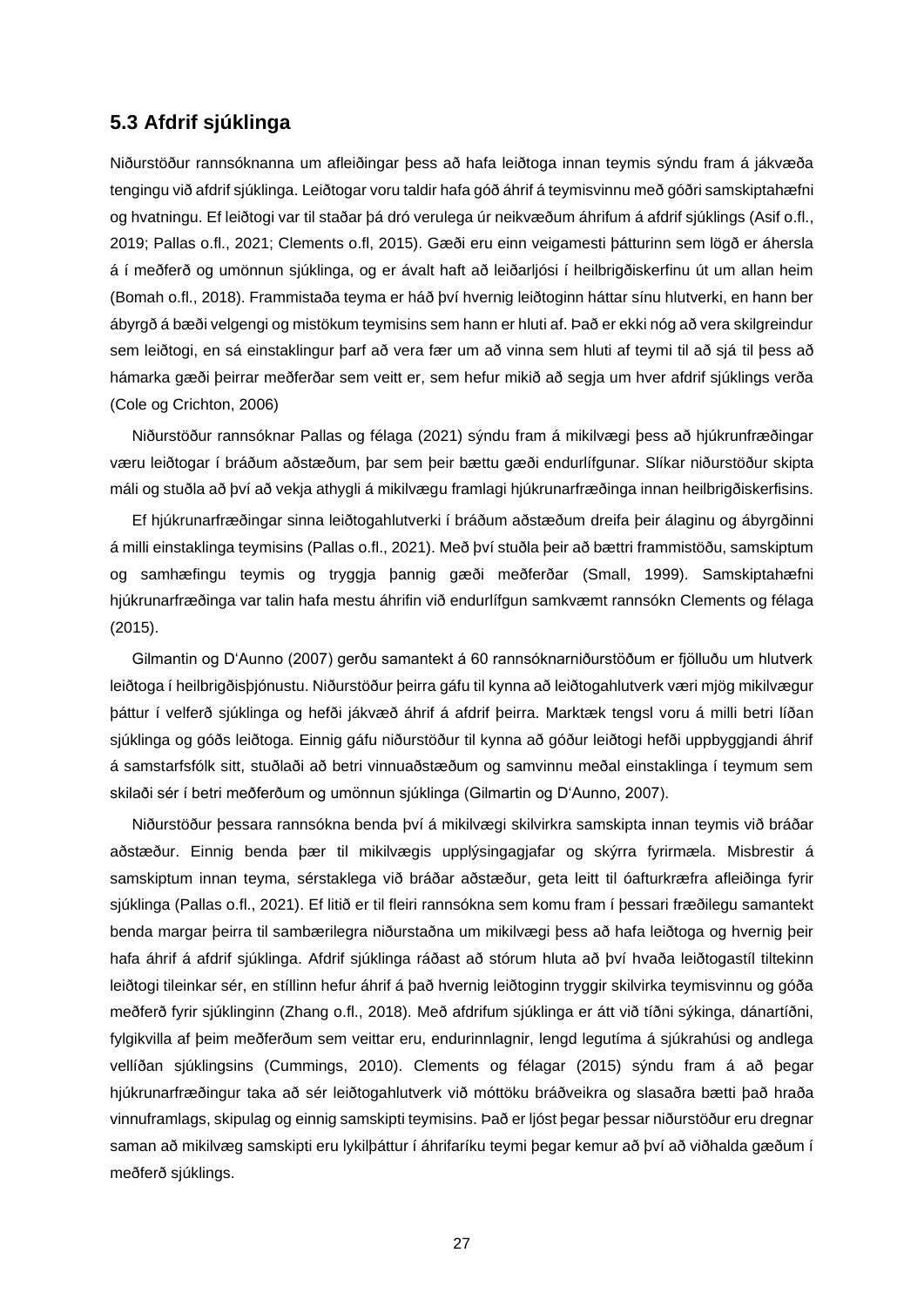## 5.3 Afdrif sjúklinga

Niðurstöður rannsóknanna um afleiðingar þess að hafa leiðtoga innan teymis sýndu fram á jákvæða tengingu við afdrif sjúklinga. Leiðtogar voru taldir hafa góð áhrif á teymisvinnu með góðri samskiptahæfni og hvatningu. Ef leiðtogi var til staðar þá dró verulega úr neikvæðum áhrifum á afdrif sjúklings (Asif o.fl., 2019; Pallas o.fl., 2021; Clements o.fl, 2015). Gæði eru einn veigamesti þátturinn sem lögð er áhersla á í meðferð og umönnun sjúklinga, og er ávalt haft að leiðarljósi í heilbrigðiskerfinu út um allan heim (Bomah o.fl., 2018). Frammistaða teyma er háð því hvernig leiðtoginn háttar sínu hlutverki, en hann ber ábyrgð á bæði velgengi og mistökum teymisins sem hann er hluti af. Það er ekki nóg að vera skilgreindur sem leiðtogi, en sá einstaklingur þarf að vera fær um að vinna sem hluti af teymi til að sjá til þess að hámarka gæði þeirrar meðferðar sem veitt er, sem hefur mikið að segja um hver afdrif sjúklings verða (Cole og Crichton, 2006)

Niðurstöður rannsóknar Pallas og félaga (2021) sýndu fram á mikilvægi þess að hjúkrunfræðingar væru leiðtogar í bráðum aðstæðum, þar sem þeir bættu gæði endurlífgunar. Slíkar niðurstöður skipta máli og stuðla að því að vekja athygli á mikilvægu framlagi hjúkrunarfræðinga innan heilbrigðiskerfisins.

Ef hjúkrunarfræðingar sinna leiðtogahlutverki í bráðum aðstæðum dreifa þeir álaginu og ábyrgðinni á milli einstaklinga teymisins (Pallas o.fl., 2021). Með því stuðla þeir að bættri frammistöðu, samskiptum og samhæfingu teymis og tryggja þannig gæði meðferðar (Small, 1999). Samskiptahæfni hjúkrunarfræðinga var talin hafa mestu áhrifin við endurlífgun samkvæmt rannsókn Clements og félaga (2015).

Gilmantin og D'Aunno (2007) gerðu samantekt á 60 rannsóknarniðurstöðum er fjölluðu um hlutverk leiðtoga í heilbrigðisþjónustu. Niðurstöður þeirra gáfu til kynna að leiðtogahlutverk væri mjög mikilvægur þáttur í velferð sjúklinga og hefði jákvæð áhrif á afdrif þeirra. Marktæk tengsl voru á milli betri líðan sjúklinga og góðs leiðtoga. Einnig gáfu niðurstöður til kynna að góður leiðtogi hefði uppbyggjandi áhrif á samstarfsfólk sitt, stuðlaði að betri vinnuaðstæðum og samvinnu meðal einstaklinga í teymum sem skilaði sér í betri meðferðum og umönnun sjúklinga (Gilmartin og D'Aunno, 2007).

Niðurstöður þessara rannsókna benda því á mikilvægi skilvirkra samskipta innan teymis við bráðar aðstæður. Einnig benda þær til mikilvægis upplýsingagjafar og skýrra fyrirmæla. Misbrestir á samskiptum innan teyma, sérstaklega við bráðar aðstæður, geta leitt til óafturkræfra afleiðinga fyrir sjúklinga (Pallas o.fl., 2021). Ef litið er til fleiri rannsókna sem komu fram í þessari fræðilegu samantekt benda margar þeirra til sambærilegra niðurstaðna um mikilvægi þess að hafa leiðtoga og hvernig þeir hafa áhrif á afdrif sjúklinga. Afdrif sjúklinga ráðast að stórum hluta að því hvaða leiðtogastíl tiltekinn leiðtogi tileinkar sér, en stíllinn hefur áhrif á það hvernig leiðtoginn tryggir skilvirka teymisvinnu og góða meðferð fyrir sjúklinginn (Zhang o.fl., 2018). Með afdrifum sjúklinga er átt við tíðni sýkinga, dánartíðni, fylgikvilla af þeim meðferðum sem veittar eru, endurinnlagnir, lengd legutíma á sjúkrahúsi og andlega vellíðan sjúklingsins (Cummings, 2010). Clements og félagar (2015) sýndu fram á að þegar hjúkrunarfræðingur taka að sér leiðtogahlutverk við móttöku bráðveikra og slasaðra bætti það hraða vinnuframlags, skipulag og einnig samskipti teymisins. Það er ljóst þegar þessar niðurstöður eru dregnar saman að mikilvæg samskipti eru lykilþáttur í áhrifaríku teymi þegar kemur að því að viðhalda gæðum í meðferð sjúklings.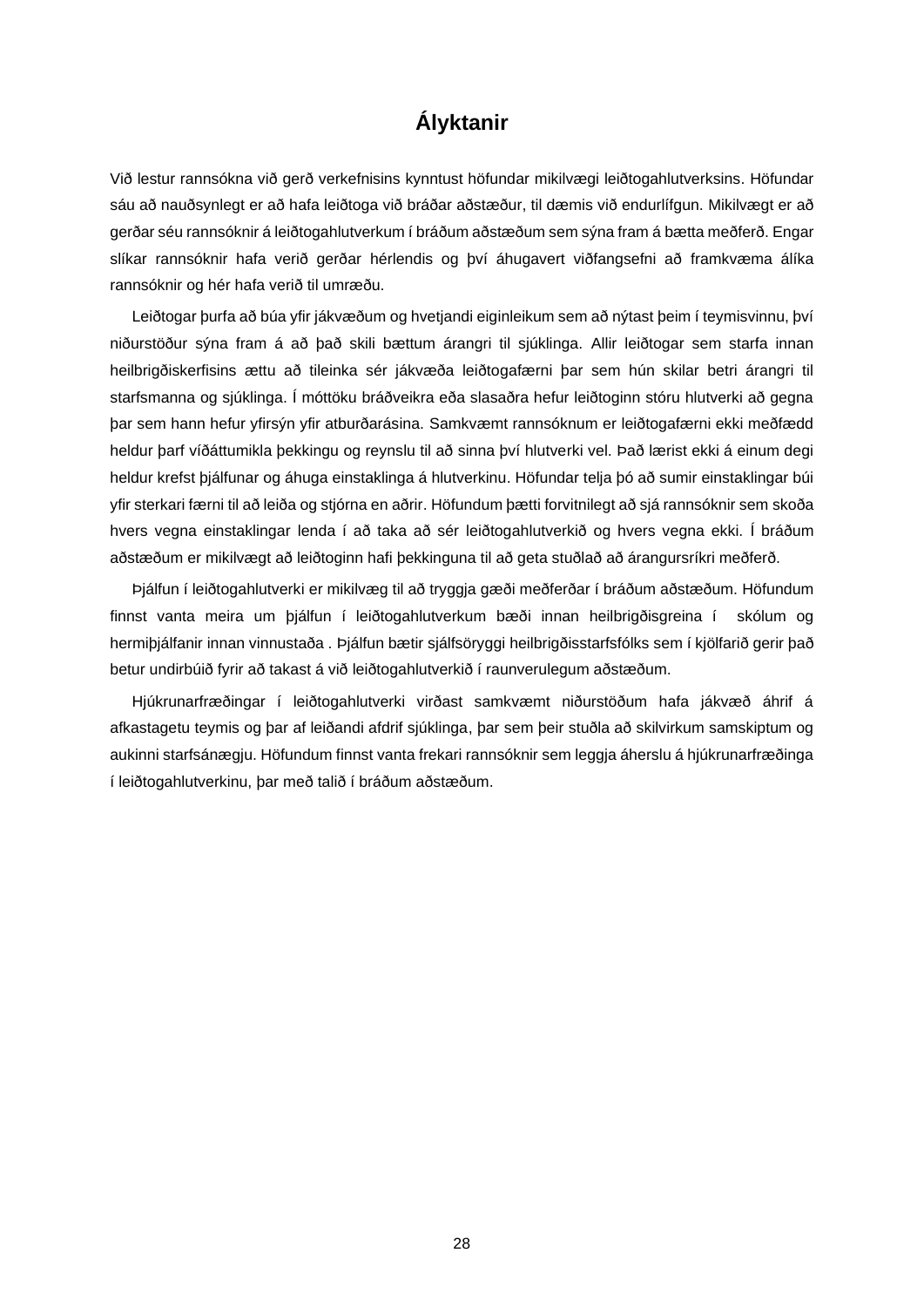# Ályktanir

Við lestur rannsókna við gerð verkefnisins kynntust höfundar mikilvægi leiðtogahlutverksins. Höfundar sáu að nauðsynlegt er að hafa leiðtoga við bráðar aðstæður, til dæmis við endurlífgun. Mikilvægt er að gerðar séu rannsóknir á leiðtogahlutverkum í bráðum aðstæðum sem sýna fram á bætta meðferð. Engar slíkar rannsóknir hafa verið gerðar hérlendis og því áhugavert viðfangsefni að framkvæma álíka rannsóknir og hér hafa verið til umræðu.

Leiðtogar þurfa að búa yfir jákvæðum og hvetjandi eiginleikum sem að nýtast þeim í teymisvinnu, því niðurstöður sýna fram á að það skili bættum árangri til sjúklinga. Allir leiðtogar sem starfa innan heilbrigðiskerfisins ættu að tileinka sér jákvæða leiðtogafærni þar sem hún skilar betri árangri til starfsmanna og sjúklinga. Í móttöku bráðveikra eða slasaðra hefur leiðtoginn stóru hlutverki að gegna þar sem hann hefur yfirsýn yfir atburðarásina. Samkvæmt rannsóknum er leiðtogafærni ekki meðfædd heldur þarf víðáttumikla þekkingu og reynslu til að sinna því hlutverki vel. Það lærist ekki á einum degi heldur krefst þjálfunar og áhuga einstaklinga á hlutverkinu. Höfundar telja þó að sumir einstaklingar búi yfir sterkari færni til að leiða og stjórna en aðrir. Höfundum þætti forvitnilegt að sjá rannsóknir sem skoða hvers vegna einstaklingar lenda í að taka að sér leiðtogahlutverkið og hvers vegna ekki. Í bráðum aðstæðum er mikilvægt að leiðtoginn hafi þekkinguna til að geta stuðlað að árangursríkri meðferð.

Þjálfun í leiðtogahlutverki er mikilvæg til að tryggja gæði meðferðar í bráðum aðstæðum. Höfundum finnst vanta meira um þjálfun í leiðtogahlutverkum bæði innan heilbrigðisgreina í skólum og hermiþjálfanir innan vinnustaða . Þjálfun bætir sjálfsöryggi heilbrigðisstarfsfólks sem í kjölfarið gerir það betur undirbúið fyrir að takast á við leiðtogahlutverkið í raunverulegum aðstæðum.

Hjúkrunarfræðingar í leiðtogahlutverki virðast samkvæmt niðurstöðum hafa jákvæð áhrif á afkastagetu teymis og þar af leiðandi afdrif sjúklinga, þar sem þeir stuðla að skilvirkum samskiptum og aukinni starfsánægju. Höfundum finnst vanta frekari rannsóknir sem leggja áherslu á hjúkrunarfræðinga í leiðtogahlutverkinu, þar með talið í bráðum aðstæðum.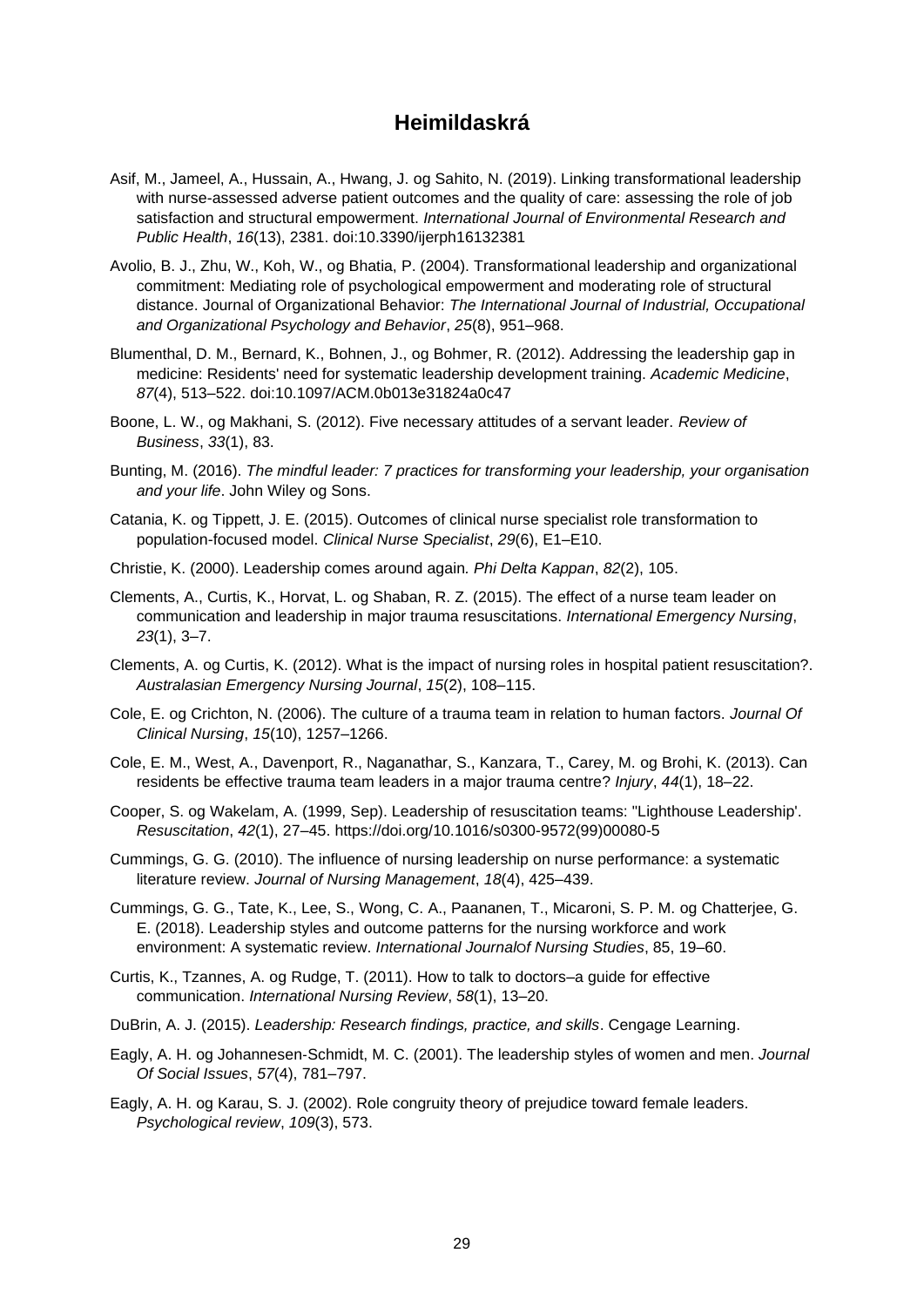# Heimildaskrá

Asif, M., Jameel, A., Hussain, A., Hwang, J. og Sahito, N. (2019). Linking transformational leadership with nurse-assessed adverse patient outcomes and the quality of care: assessing the role of job satisfaction and structural empowerment. *International Journal of Environmental Research and Public Health*, *16*(13), 2381. doi:10.3390/ijerph16132381

Avolio, B. J., Zhu, W., Koh, W., og Bhatia, P. (2004). Transformational leadership and organizational commitment: Mediating role of psychological empowerment and moderating role of structural distance. Journal of Organizational Behavior: *The International Journal of Industrial, Occupational and Organizational Psychology and Behavior*, *25*(8), 951–968.

Blumenthal, D. M., Bernard, K., Bohnen, J., og Bohmer, R. (2012). Addressing the leadership gap in medicine: Residents' need for systematic leadership development training. *Academic Medicine*, *87*(4), 513–522. doi:10.1097/ACM.0b013e31824a0c47

Boone, L. W., og Makhani, S. (2012). Five necessary attitudes of a servant leader. *Review of Business*, *33*(1), 83.

Bunting, M. (2016). *The mindful leader: 7 practices for transforming your leadership, your organisation and your life*. John Wiley og Sons.

Catania, K. og Tippett, J. E. (2015). Outcomes of clinical nurse specialist role transformation to population-focused model. *Clinical Nurse Specialist*, *29*(6), E1–E10.

Christie, K. (2000). Leadership comes around again*. Phi Delta Kappan*, *82*(2), 105.

Clements, A., Curtis, K., Horvat, L. og Shaban, R. Z. (2015). The effect of a nurse team leader on communication and leadership in major trauma resuscitations. *International Emergency Nursing*, *23*(1), 3–7.

Clements, A. og Curtis, K. (2012). What is the impact of nursing roles in hospital patient resuscitation?. *Australasian Emergency Nursing Journal*, *15*(2), 108–115.

Cole, E. og Crichton, N. (2006). The culture of a trauma team in relation to human factors. *Journal Of Clinical Nursing*, *15*(10), 1257–1266.

Cole, E. M., West, A., Davenport, R., Naganathar, S., Kanzara, T., Carey, M. og Brohi, K. (2013). Can residents be effective trauma team leaders in a major trauma centre? *Injury*, *44*(1), 18–22.

Cooper, S. og Wakelam, A. (1999, Sep). Leadership of resuscitation teams: "Lighthouse Leadership'. *Resuscitation*, *42*(1), 27–45. https://doi.org/10.1016/s0300-9572(99)00080-5

Cummings, G. G. (2010). The influence of nursing leadership on nurse performance: a systematic literature review. *Journal of Nursing Management*, *18*(4), 425–439.

Cummings, G. G., Tate, K., Lee, S., Wong, C. A., Paananen, T., Micaroni, S. P. M. og Chatterjee, G. E. (2018). Leadership styles and outcome patterns for the nursing workforce and work environment: A systematic review. *International Journalof Nursing Studies*, 85, 19–60.

Curtis, K., Tzannes, A. og Rudge, T. (2011). How to talk to doctors–a guide for effective communication. *International Nursing Review*, *58*(1), 13–20.

DuBrin, A. J. (2015). *Leadership: Research findings, practice, and skills*. Cengage Learning.

Eagly, A. H. og Johannesen-Schmidt, M. C. (2001). The leadership styles of women and men. *Journal Of Social Issues*, *57*(4), 781–797.

Eagly, A. H. og Karau, S. J. (2002). Role congruity theory of prejudice toward female leaders. *Psychological review*, *109*(3), 573.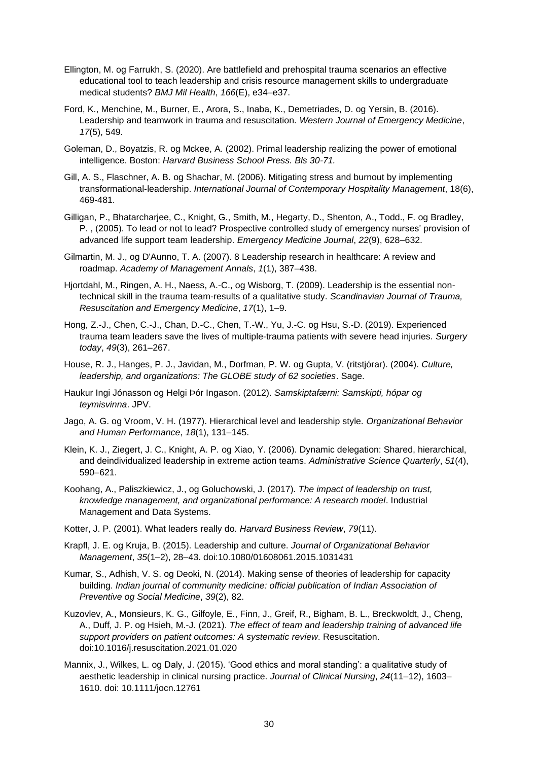Ellington, M. og Farrukh, S. (2020). Are battlefield and prehospital trauma scenarios an effective educational tool to teach leadership and crisis resource management skills to undergraduate medical students? *BMJ Mil Health*, *166*(E), e34–e37.

Ford, K., Menchine, M., Burner, E., Arora, S., Inaba, K., Demetriades, D. og Yersin, B. (2016). Leadership and teamwork in trauma and resuscitation. *Western Journal of Emergency Medicine*, *17*(5), 549.

Goleman, D., Boyatzis, R. og Mckee, A. (2002). Primal leadership realizing the power of emotional intelligence. Boston: *Harvard Business School Press. Bls 30-71.*

Gill, A. S., Flaschner, A. B. og Shachar, M. (2006). Mitigating stress and burnout by implementing transformational-leadership. *International Journal of Contemporary Hospitality Management*, 18(6), 469-481.

Gilligan, P., Bhatarcharjee, C., Knight, G., Smith, M., Hegarty, D., Shenton, A., Todd., F. og Bradley, P. , (2005). To lead or not to lead? Prospective controlled study of emergency nurses' provision of advanced life support team leadership. *Emergency Medicine Journal*, *22*(9), 628–632.

Gilmartin, M. J., og D'Aunno, T. A. (2007). 8 Leadership research in healthcare: A review and roadmap. *Academy of Management Annals*, *1*(1), 387–438.

Hjortdahl, M., Ringen, A. H., Naess, A.-C., og Wisborg, T. (2009). Leadership is the essential non-technical skill in the trauma team-results of a qualitative study. *Scandinavian Journal of Trauma, Resuscitation and Emergency Medicine*, *17*(1), 1–9.

Hong, Z.-J., Chen, C.-J., Chan, D.-C., Chen, T.-W., Yu, J.-C. og Hsu, S.-D. (2019). Experienced trauma team leaders save the lives of multiple-trauma patients with severe head injuries. *Surgery today*, *49*(3), 261–267.

House, R. J., Hanges, P. J., Javidan, M., Dorfman, P. W. og Gupta, V. (ritstjórar). (2004). *Culture, leadership, and organizations: The GLOBE study of 62 societies*. Sage.

Haukur Ingi Jónasson og Helgi Þór Ingason. (2012). *Samskiptafærni: Samskipti, hópar og teymisvinna*. JPV.

Jago, A. G. og Vroom, V. H. (1977). Hierarchical level and leadership style. *Organizational Behavior and Human Performance*, *18*(1), 131–145.

Klein, K. J., Ziegert, J. C., Knight, A. P. og Xiao, Y. (2006). Dynamic delegation: Shared, hierarchical, and deindividualized leadership in extreme action teams. *Administrative Science Quarterly*, *51*(4), 590–621.

Koohang, A., Paliszkiewicz, J., og Goluchowski, J. (2017). *The impact of leadership on trust, knowledge management, and organizational performance: A research model*. Industrial Management and Data Systems.

Kotter, J. P. (2001). What leaders really do*. Harvard Business Review*, *79*(11).

Krapfl, J. E. og Kruja, B. (2015). Leadership and culture. *Journal of Organizational Behavior Management*, *35*(1–2), 28–43. doi:10.1080/01608061.2015.1031431

Kumar, S., Adhish, V. S. og Deoki, N. (2014). Making sense of theories of leadership for capacity building. *Indian journal of community medicine: official publication of Indian Association of Preventive og Social Medicine*, *39*(2), 82.

Kuzovlev, A., Monsieurs, K. G., Gilfoyle, E., Finn, J., Greif, R., Bigham, B. L., Breckwoldt, J., Cheng, A., Duff, J. P. og Hsieh, M.-J. (2021). *The effect of team and leadership training of advanced life support providers on patient outcomes: A systematic review*. Resuscitation. doi:10.1016/j.resuscitation.2021.01.020

Mannix, J., Wilkes, L. og Daly, J. (2015). 'Good ethics and moral standing': a qualitative study of aesthetic leadership in clinical nursing practice. *Journal of Clinical Nursing*, *24*(11–12), 1603–1610. doi: 10.1111/jocn.12761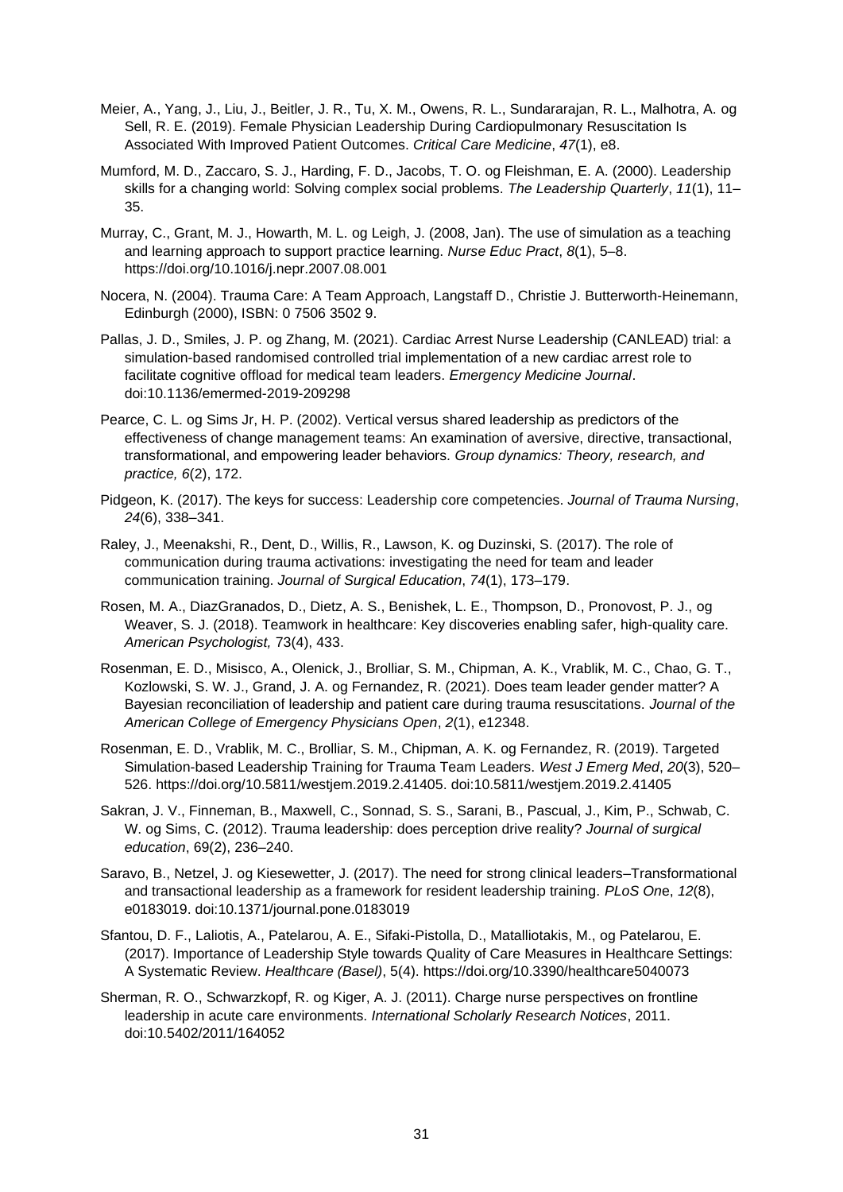Meier, A., Yang, J., Liu, J., Beitler, J. R., Tu, X. M., Owens, R. L., Sundararajan, R. L., Malhotra, A. og Sell, R. E. (2019). Female Physician Leadership During Cardiopulmonary Resuscitation Is Associated With Improved Patient Outcomes. *Critical Care Medicine*, *47*(1), e8.

Mumford, M. D., Zaccaro, S. J., Harding, F. D., Jacobs, T. O. og Fleishman, E. A. (2000). Leadership skills for a changing world: Solving complex social problems. *The Leadership Quarterly*, *11*(1), 11–35.

Murray, C., Grant, M. J., Howarth, M. L. og Leigh, J. (2008, Jan). The use of simulation as a teaching and learning approach to support practice learning. *Nurse Educ Pract*, *8*(1), 5–8. https://doi.org/10.1016/j.nepr.2007.08.001

Nocera, N. (2004). Trauma Care: A Team Approach, Langstaff D., Christie J. Butterworth-Heinemann, Edinburgh (2000), ISBN: 0 7506 3502 9.

Pallas, J. D., Smiles, J. P. og Zhang, M. (2021). Cardiac Arrest Nurse Leadership (CANLEAD) trial: a simulation-based randomised controlled trial implementation of a new cardiac arrest role to facilitate cognitive offload for medical team leaders. *Emergency Medicine Journal*. doi:10.1136/emermed-2019-209298

Pearce, C. L. og Sims Jr, H. P. (2002). Vertical versus shared leadership as predictors of the effectiveness of change management teams: An examination of aversive, directive, transactional, transformational, and empowering leader behaviors. *Group dynamics: Theory, research, and practice, 6*(2), 172.

Pidgeon, K. (2017). The keys for success: Leadership core competencies. *Journal of Trauma Nursing*, *24*(6), 338–341.

Raley, J., Meenakshi, R., Dent, D., Willis, R., Lawson, K. og Duzinski, S. (2017). The role of communication during trauma activations: investigating the need for team and leader communication training. *Journal of Surgical Education*, *74*(1), 173–179.

Rosen, M. A., DiazGranados, D., Dietz, A. S., Benishek, L. E., Thompson, D., Pronovost, P. J., og Weaver, S. J. (2018). Teamwork in healthcare: Key discoveries enabling safer, high-quality care. *American Psychologist,* 73(4), 433.

Rosenman, E. D., Misisco, A., Olenick, J., Brolliar, S. M., Chipman, A. K., Vrablik, M. C., Chao, G. T., Kozlowski, S. W. J., Grand, J. A. og Fernandez, R. (2021). Does team leader gender matter? A Bayesian reconciliation of leadership and patient care during trauma resuscitations. *Journal of the American College of Emergency Physicians Open*, *2*(1), e12348.

Rosenman, E. D., Vrablik, M. C., Brolliar, S. M., Chipman, A. K. og Fernandez, R. (2019). Targeted Simulation-based Leadership Training for Trauma Team Leaders. *West J Emerg Med*, *20*(3), 520–526. https://doi.org/10.5811/westjem.2019.2.41405. doi:10.5811/westjem.2019.2.41405

Sakran, J. V., Finneman, B., Maxwell, C., Sonnad, S. S., Sarani, B., Pascual, J., Kim, P., Schwab, C. W. og Sims, C. (2012). Trauma leadership: does perception drive reality? *Journal of surgical education*, 69(2), 236–240.

Saravo, B., Netzel, J. og Kiesewetter, J. (2017). The need for strong clinical leaders–Transformational and transactional leadership as a framework for resident leadership training. *PLoS One*, *12*(8), e0183019. doi:10.1371/journal.pone.0183019

Sfantou, D. F., Laliotis, A., Patelarou, A. E., Sifaki-Pistolla, D., Matalliotakis, M., og Patelarou, E. (2017). Importance of Leadership Style towards Quality of Care Measures in Healthcare Settings: A Systematic Review. *Healthcare (Basel)*, 5(4). https://doi.org/10.3390/healthcare5040073

Sherman, R. O., Schwarzkopf, R. og Kiger, A. J. (2011). Charge nurse perspectives on frontline leadership in acute care environments. *International Scholarly Research Notices*, 2011. doi:10.5402/2011/164052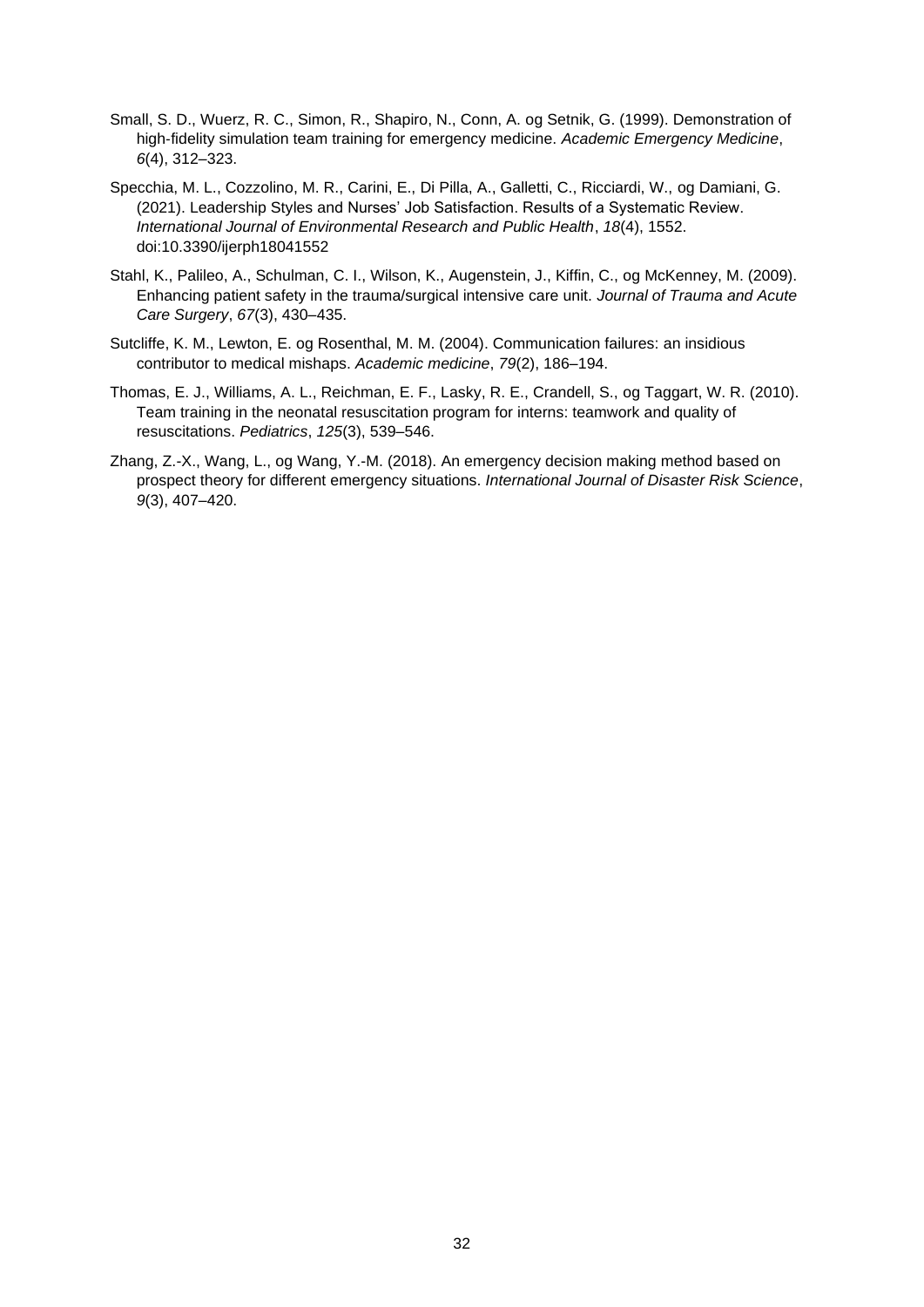Small, S. D., Wuerz, R. C., Simon, R., Shapiro, N., Conn, A. og Setnik, G. (1999). Demonstration of high-fidelity simulation team training for emergency medicine. *Academic Emergency Medicine*, *6*(4), 312–323.

Specchia, M. L., Cozzolino, M. R., Carini, E., Di Pilla, A., Galletti, C., Ricciardi, W., og Damiani, G. (2021). Leadership Styles and Nurses' Job Satisfaction. Results of a Systematic Review. *International Journal of Environmental Research and Public Health*, *18*(4), 1552. doi:10.3390/ijerph18041552

Stahl, K., Palileo, A., Schulman, C. I., Wilson, K., Augenstein, J., Kiffin, C., og McKenney, M. (2009). Enhancing patient safety in the trauma/surgical intensive care unit. *Journal of Trauma and Acute Care Surgery*, *67*(3), 430–435.

Sutcliffe, K. M., Lewton, E. og Rosenthal, M. M. (2004). Communication failures: an insidious contributor to medical mishaps. *Academic medicine*, *79*(2), 186–194.

Thomas, E. J., Williams, A. L., Reichman, E. F., Lasky, R. E., Crandell, S., og Taggart, W. R. (2010). Team training in the neonatal resuscitation program for interns: teamwork and quality of resuscitations. *Pediatrics*, *125*(3), 539–546.

Zhang, Z.-X., Wang, L., og Wang, Y.-M. (2018). An emergency decision making method based on prospect theory for different emergency situations. *International Journal of Disaster Risk Science*, *9*(3), 407–420.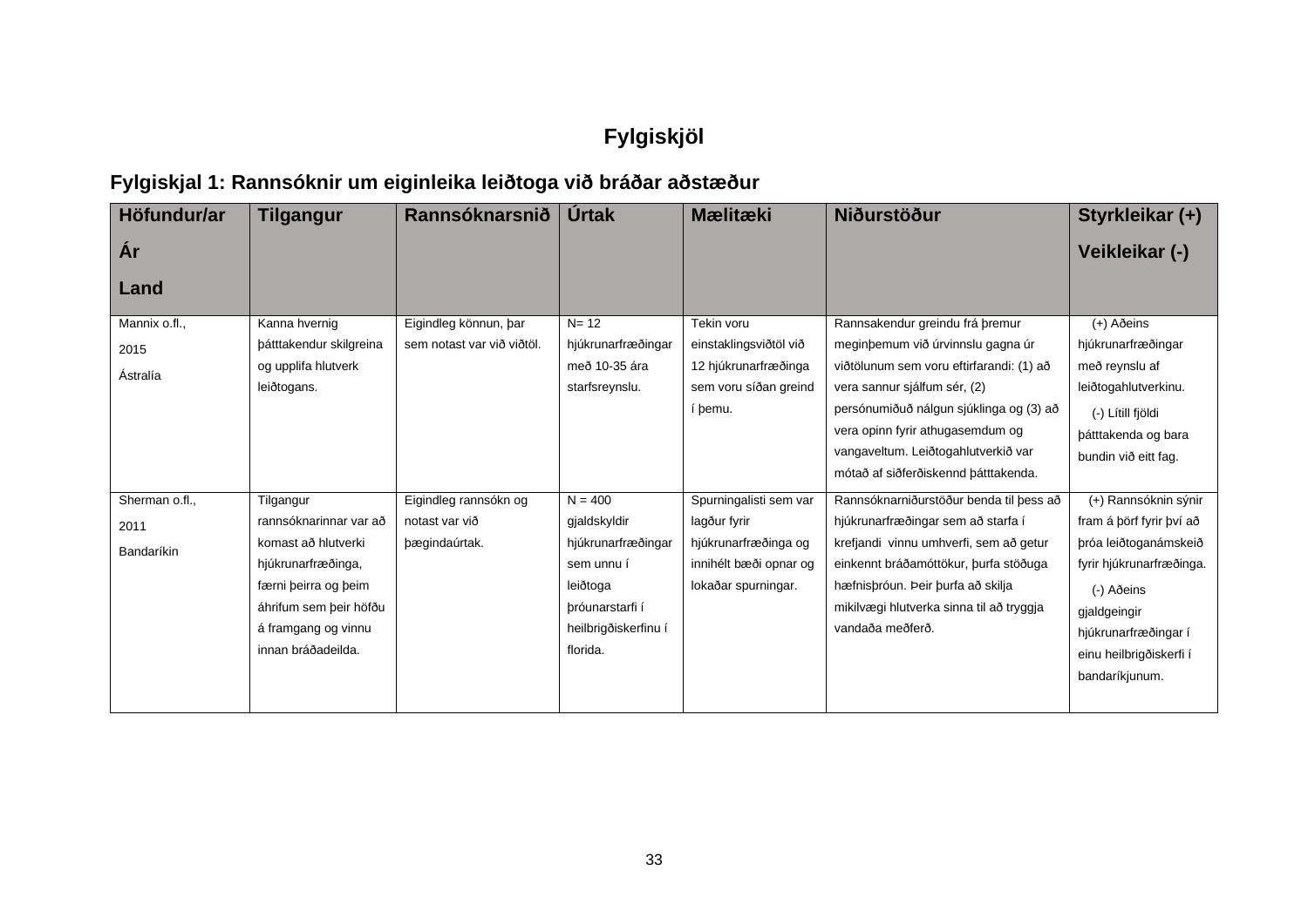# Fylgiskjöl

## Fylgiskjal 1: Rannsóknir um eiginleika leiðtoga við bráðar aðstæður

| Höfundur/ar<br>Ár<br>Land | Tilgangur | Rannsóknarsnið | Úrtak | Mælitæki | Niðurstöður | Styrkleikar (+)<br>Veikleikar (-) |
|---|---|---|---|---|---|---|
| Mannix o.fl.,<br>2015<br>Ástralía | Kanna hvernig þátttakendur skilgreina og upplifa hlutverk leiðtogans. | Eigindleg könnun, þar sem notast var við viðtöl. | N= 12 hjúkrunarfræðingar með 10-35 ára starfsreynslu. | Tekin voru einstaklingsviðtöl við 12 hjúkrunarfræðinga sem voru síðan greind í þemu. | Rannsakendur greindu frá þremur meginþemum við úrvinnslu gagna úr viðtölunum sem voru eftirfarandi: (1) að vera sannur sjálfum sér, (2) persónumiðuð nálgun sjúklinga og (3) að vera opinn fyrir athugasemdum og vangaveltum. Leiðtogahlutverkið var mótað af siðferðiskennd þátttakenda. | (+) Aðeins hjúkrunarfræðingar með reynslu af leiðtogahlutverkinu.<br>(-) Lítill fjöldi þátttakenda og bara bundin við eitt fag. |
| Sherman o.fl.,<br>2011<br>Bandaríkin | Tilgangur rannsóknarinnar var að komast að hlutverki hjúkrunarfræðinga, færni þeirra og þeim áhrifum sem þeir höfðu á framgang og vinnu innan bráðadeilda. | Eigindleg rannsókn og notast var við þægindaúrtak. | N = 400 gjaldskyldir hjúkrunarfræðingar sem unnu í leiðtoga þróunarstarfi í heilbrigðiskerfinu í florida. | Spurningalisti sem var lagður fyrir hjúkrunarfræðinga og innihélt bæði opnar og lokaðar spurningar. | Rannsóknarniðurstöður benda til þess að hjúkrunarfræðingar sem að starfa í krefjandi vinnu umhverfi, sem að getur einkennt bráðamóttökur, þurfa stöðuga hæfnisþróun. Þeir þurfa að skilja mikilvægi hlutverka sinna til að tryggja vandaða meðferð. | (+) Rannsóknin sýnir fram á þörf fyrir því að þróa leiðtoganámskeið fyrir hjúkrunarfræðinga.<br>(-) Aðeins gjaldgeingir hjúkrunarfræðingar í einu heilbrigðiskerfi í bandaríkjunum. |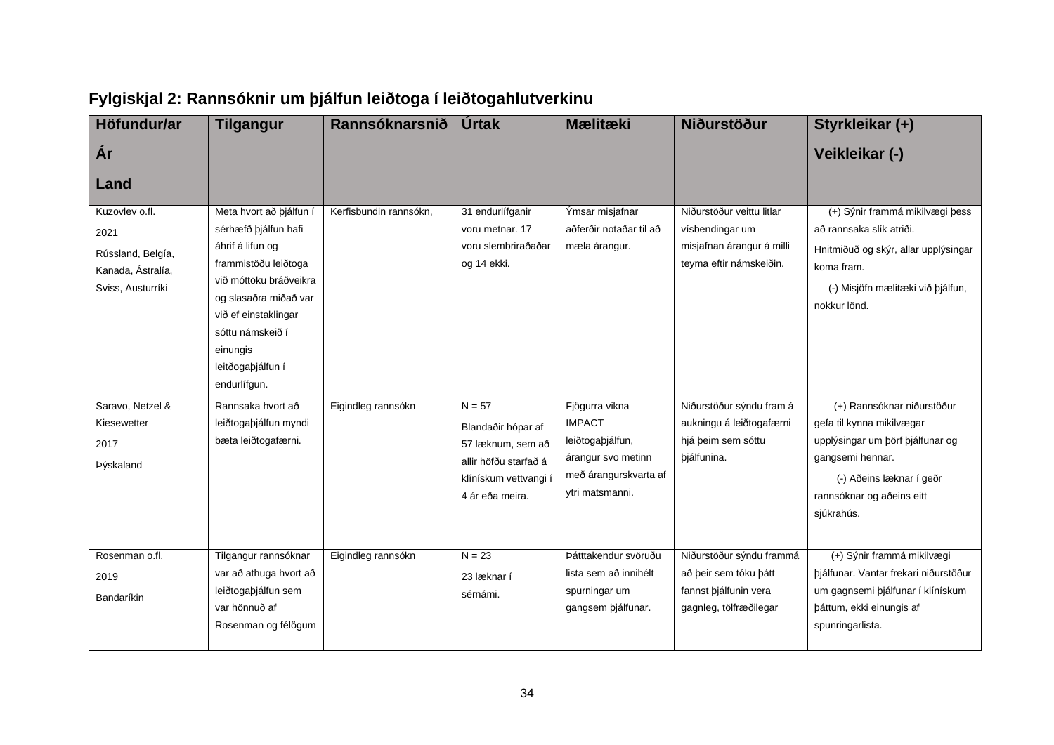### Fylgiskjal 2: Rannsóknir um þjálfun leiðtoga í leiðtogahlutverkinu

| Höfundur/ar Ár Land | Tilgangur | Rannsóknarsnið | Úrtak | Mælitæki | Niðurstöður | Styrkleikar (+) Veikleikar (-) |
|---|---|---|---|---|---|---|
| Kuzovlev o.fl. 2021 Rússland, Belgía, Kanada, Ástralía, Sviss, Austurríki | Meta hvort að þjálfun í sérhæfð þjálfun hafi áhrif á lifun og frammistöðu leiðtoga við móttöku bráðveikra og slasaðra miðað var við ef einstaklingar sóttu námskeið í einungis leitðogaþjálfun í endurlífgun. | Kerfisbundin rannsókn, | 31 endurlífganir voru metnar. 17 voru slembiraðaðar og 14 ekki. | Ýmsar misjafnar aðferðir notaðar til að mæla árangur. | Niðurstöður veittu litlar vísbendingar um misjafnan árangur á milli teyma eftir námskeiðin. | (+) Sýnir frammá mikilvægi þess að rannsaka slík atriði. Hnitmiðuð og skýr, allar upplýsingar koma fram. (-) Misjöfn mælitæki við þjálfun, nokkur lönd. |
| Saravo, Netzel & Kiesewetter 2017 Þýskaland | Rannsaka hvort að leiðtogaþjálfun myndi bæta leiðtogafærni. | Eigindleg rannsókn | N = 57 Blandaðir hópar af 57 læknum, sem að allir höfðu starfað á klínískum vettvangi í 4 ár eða meira. | Fjögurra vikna IMPACT leiðtogaþjálfun, árangur svo metinn með árangurskvarta af ytri matsmanni. | Niðurstöður sýndu fram á aukningu á leiðtogafærni hjá þeim sem sóttu þjálfunina. | (+) Rannsóknar niðurstöður gefa til kynna mikilvægar upplýsingar um þörf þjálfunar og gangsemi hennar. (-) Aðeins læknar í geðr rannsóknar og aðeins eitt sjúkrahús. |
| Rosenman o.fl. 2019 Bandaríkin | Tilgangur rannsóknar var að athuga hvort að leiðtogaþjálfun sem var hönnuð af Rosenman og félögum | Eigindleg rannsókn | N = 23 23 læknar í sérnámi. | Þátttakendur svöruðu lista sem að innihélt spurningar um gangsem þjálfunar. | Niðurstöður sýndu frammá að þeir sem tóku þátt fannst þjálfunin vera gagnleg, tölfræðilegar | (+) Sýnir frammá mikilvægi þjálfunar. Vantar frekari niðurstöður um gagnsemi þjálfunar í klínískum þáttum, ekki einungis af spunringarlista. |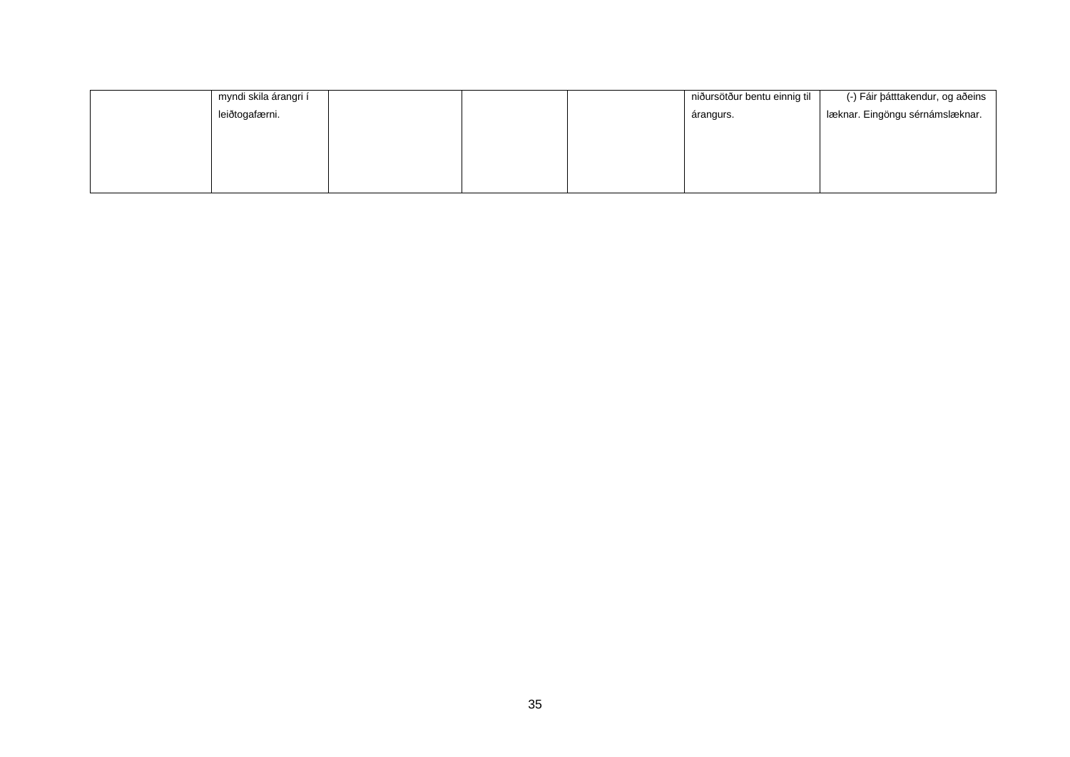|  |  |  |  |  |  |  |
|---|---|---|---|---|---|---|
|  | myndi skila árangri í leiðtogafærni. |  |  |  | niðursötður bentu einnig til árangurs. | (-) Fáir þátttakendur, og aðeins læknar. Eingöngu sérnámslæknar. |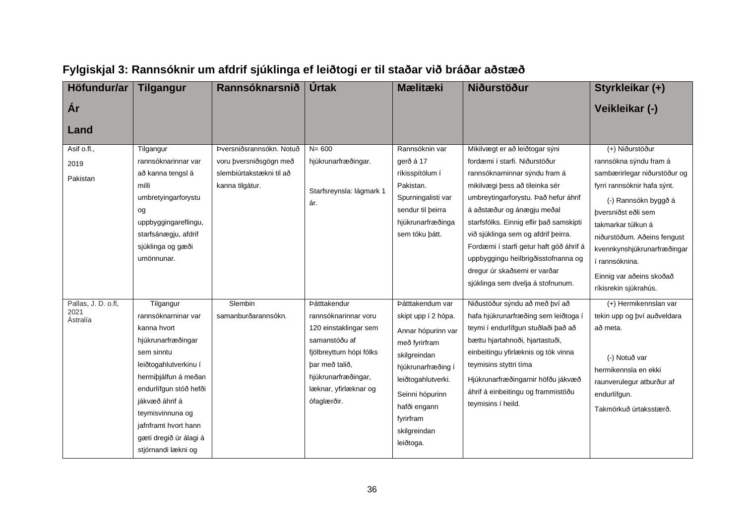**Fylgiskjal 3: Rannsóknir um afdrif sjúklinga ef leiðtogi er til staðar við bráðar aðstæð**

| Höfundur/ar<br>Ár<br>Land | Tilgangur | Rannsóknarsnið | Úrtak | Mælitæki | Niðurstöður | Styrkleikar (+)<br>Veikleikar (-) |
|---|---|---|---|---|---|---|
| Asif o.fl.,<br>2019<br>Pakistan | Tilgangur rannsóknarinnar var að kanna tengsl á milli umbretyingarforystu og uppbyggingareflingu, starfsánægju, afdrif sjúklinga og gæði umönnunar. | Þversniðsrannsókn. Notuð voru þversniðsgögn með slembiúrtakstækni til að kanna tilgátur. | N= 600 hjúkrunarfræðingar.<br><br>Starfsreynsla: lágmark 1 ár. | Rannsóknin var gerð á 17 ríkisspítölum í Pakistan. Spurningalisti var sendur til þeirra hjúkrunarfræðinga sem tóku þátt. | Mikilvægt er að leiðtogar sýni fordæmi í starfi. Niðurstöður rannsóknarninnar sýndu fram á mikilvægi þess að tileinka sér umbreytingarforystu. Það hefur áhrif á aðstæður og ánægju meðal starfsfólks. Einnig eflir það samskipti við sjúklinga sem og afdrif þeirra. Fordæmi í starfi getur haft góð áhrif á uppbyggingu heilbrigðisstofnanna og dregur úr skaðsemi er varðar sjúklinga sem dvelja á stofnunum. | (+) Niðurstöður rannsókna sýndu fram á sambærirlegar niðurstöður og fyrri rannsóknir hafa sýnt.<br>(-) Rannsókn byggð á þversniðst eðli sem takmarkar túlkun á niðurstöðum. Aðeins fengust kvennkynshjúkrunarfræðingar í rannsóknina.<br>Einnig var aðeins skoðað ríkisrekin sjúkrahús. |
| Pallas, J. D. o.fl, 2021<br>Ástralía | Tilgangur rannsóknarninar var kanna hvort hjúkrunarfræðingar sem sinntu leiðtogahlutverkinu í hermiþjálfun á meðan endurlífgun stóð hefði jákvæð áhrif á teymisvinnuna og jafnframt hvort hann gæti dregið úr álagi á stjórnandi lækni og | Slembin samanburðarannsókn. | Þátttakendur rannsóknarinnar voru 120 einstaklingar sem samanstóðu af fjölbreyttum hópi fólks þar með talið, hjúkrunarfræðingar, læknar, yfirlæknar og ófaglærðir. | Þátttakendum var skipt upp í 2 hópa.<br>Annar hópurinn var með fyrirfram skilgreindan hjúkrunarfræðing í leiðtogahlutverki.<br>Seinni hópurinn hafði engann fyrirfram skilgreindan leiðtoga. | Niðustöður sýndu að með því að hafa hjúkrunarfræðing sem leiðtoga í teymi í endurlífgun stuðlaði það að bættu hjartahnoði, hjartastuði, einbeitingu yfirlæknis og tók vinna teymisins styttri tíma<br>Hjúkrunarfræðingarnir höfðu jákvæð áhrif á einbeitingu og frammistöðu teymisins í heild. | (+) Hermikennslan var tekin upp og því auðveldara að meta.<br><br>(-) Notuð var hermikennsla en ekki raunverulegur atburður af endurlífgun.<br>Takmörkuð úrtaksstærð. |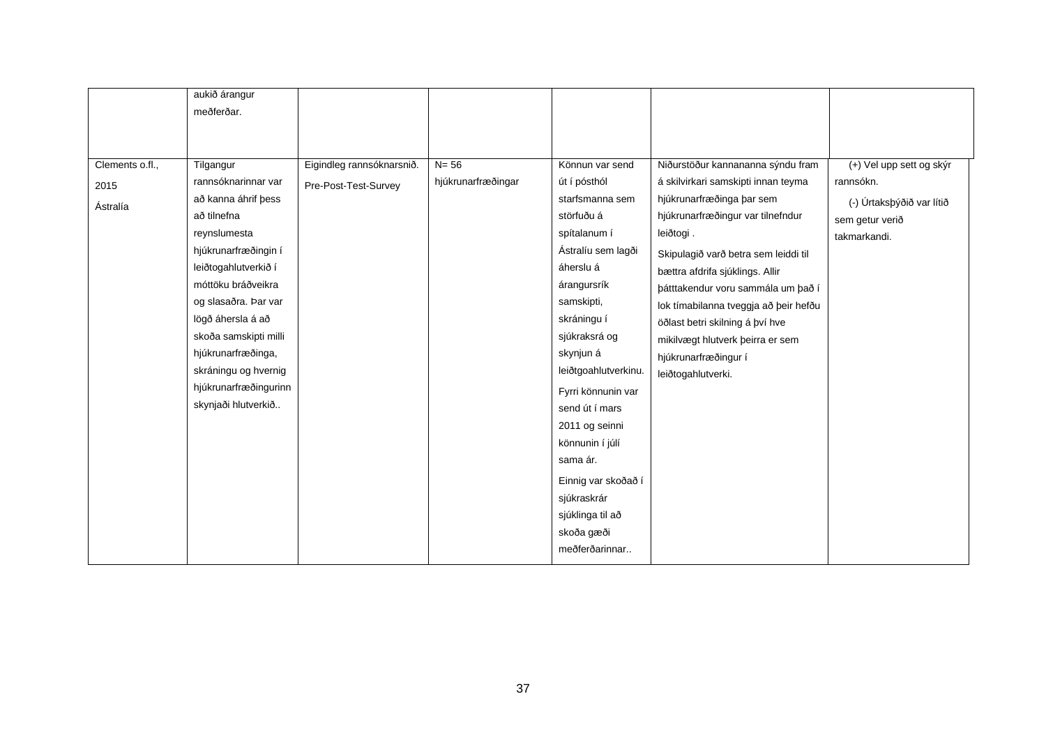| | | | | | | |
|---|---|---|---|---|---|---|
| | aukið árangur meðferðar. | | | | | |
| Clements o.fl., 2015<br>Ástralía | Tilgangur rannsóknarinnar var að kanna áhrif þess að tilnefna reynslumesta hjúkrunarfræðingin í leiðtogahlutverkið í móttöku bráðveikra og slasaðra. Þar var lögð áhersla á að skoða samskipti milli hjúkrunarfræðinga, skráningu og hvernig hjúkrunarfræðingurinn skynjaði hlutverkið.. | Eigindleg rannsóknarsnið.<br>Pre-Post-Test-Survey | N= 56 hjúkrunarfræðingar | Könnun var send út í pósthól starfsmanna sem störfuðu á spítalanum í Ástralíu sem lagði áherslu á árangursrík samskipti, skráningu í sjúkraksrá og skynjun á leiðtgoahlutverkinu.<br>Fyrri könnunin var send út í mars 2011 og seinni könnunin í júlí sama ár.<br>Einnig var skoðað í sjúkraskrár sjúklinga til að skoða gæði meðferðarinnar.. | Niðurstöður kannananna sýndu fram á skilvirkari samskipti innan teyma hjúkrunarfræðinga þar sem hjúkrunarfræðingur var tilnefndur leiðtogi .<br>Skipulagið varð betra sem leiddi til bættra afdrifa sjúklings. Allir þátttakendur voru sammála um það í lok tímabilanna tveggja að þeir hefðu öðlast betri skilning á því hve mikilvægt hlutverk þeirra er sem hjúkrunarfræðingur í leiðtogahlutverki. | (+) Vel upp sett og skýr rannsókn.<br>(-) Úrtaksþýðið var lítið sem getur verið takmarkandi. |